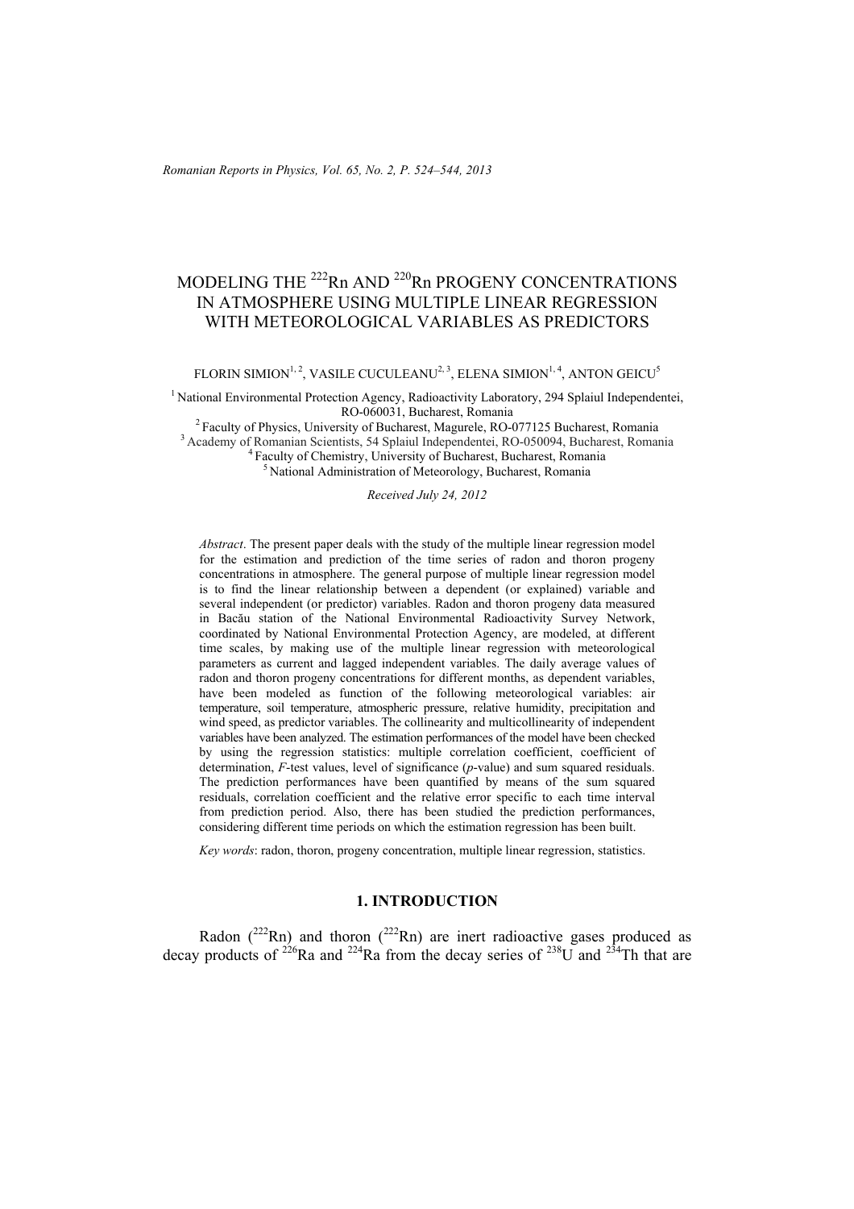# MODELING THE $^{222}$Rn AND $^{220}$Rn PROGENY CONCENTRATIONS IN ATMOSPHERE USING MULTIPLE LINEAR REGRESSION WITH METEOROLOGICAL VARIABLES AS PREDICTORS

FLORIN SIMION[1,2], VASILE CUCULEANU[2,3], ELENA SIMION[1,4], ANTON GEICU[5]

[1] National Environmental Protection Agency, Radioactivity Laboratory, 294 Splaiul Independentei, RO-060031, Bucharest, Romania

[2] Faculty of Physics, University of Bucharest, Magurele, RO-077125 Bucharest, Romania

[3] Academy of Romanian Scientists, 54 Splaiul Independentei, RO-050094, Bucharest, Romania

[4] Faculty of Chemistry, University of Bucharest, Bucharest, Romania

[5] National Administration of Meteorology, Bucharest, Romania

*Received July 24, 2012*

*Abstract*. The present paper deals with the study of the multiple linear regression model for the estimation and prediction of the time series of radon and thoron progeny concentrations in atmosphere. The general purpose of multiple linear regression model is to find the linear relationship between a dependent (or explained) variable and several independent (or predictor) variables. Radon and thoron progeny data measured in Bacău station of the National Environmental Radioactivity Survey Network, coordinated by National Environmental Protection Agency, are modeled, at different time scales, by making use of the multiple linear regression with meteorological parameters as current and lagged independent variables. The daily average values of radon and thoron progeny concentrations for different months, as dependent variables, have been modeled as function of the following meteorological variables: air temperature, soil temperature, atmospheric pressure, relative humidity, precipitation and wind speed, as predictor variables. The collinearity and multicollinearity of independent variables have been analyzed. The estimation performances of the model have been checked by using the regression statistics: multiple correlation coefficient, coefficient of determination, *F*-test values, level of significance (*p*-value) and sum squared residuals. The prediction performances have been quantified by means of the sum squared residuals, correlation coefficient and the relative error specific to each time interval from prediction period. Also, there has been studied the prediction performances, considering different time periods on which the estimation regression has been built.

*Key words*: radon, thoron, progeny concentration, multiple linear regression, statistics.

## 1. INTRODUCTION

Radon ($^{222}$Rn) and thoron ($^{222}$Rn) are inert radioactive gases produced as decay products of $^{226}$Ra and $^{224}$Ra from the decay series of $^{238}$U and $^{234}$Th that are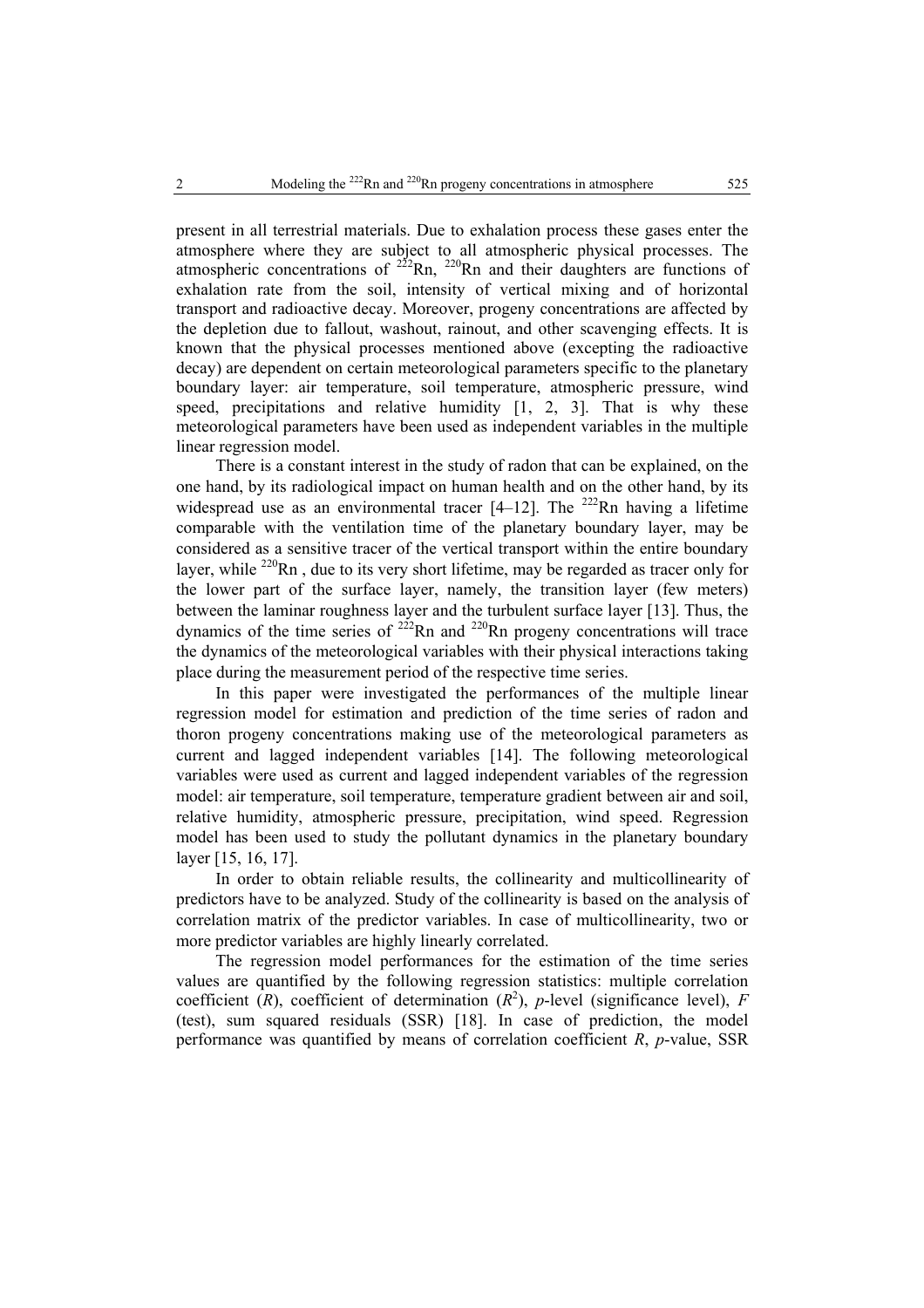present in all terrestrial materials. Due to exhalation process these gases enter the atmosphere where they are subject to all atmospheric physical processes. The atmospheric concentrations of $^{222}$Rn, $^{220}$Rn and their daughters are functions of exhalation rate from the soil, intensity of vertical mixing and of horizontal transport and radioactive decay. Moreover, progeny concentrations are affected by the depletion due to fallout, washout, rainout, and other scavenging effects. It is known that the physical processes mentioned above (excepting the radioactive decay) are dependent on certain meteorological parameters specific to the planetary boundary layer: air temperature, soil temperature, atmospheric pressure, wind speed, precipitations and relative humidity [1, 2, 3]. That is why these meteorological parameters have been used as independent variables in the multiple linear regression model.

There is a constant interest in the study of radon that can be explained, on the one hand, by its radiological impact on human health and on the other hand, by its widespread use as an environmental tracer [4–12]. The $^{222}$Rn having a lifetime comparable with the ventilation time of the planetary boundary layer, may be considered as a sensitive tracer of the vertical transport within the entire boundary layer, while $^{220}$Rn , due to its very short lifetime, may be regarded as tracer only for the lower part of the surface layer, namely, the transition layer (few meters) between the laminar roughness layer and the turbulent surface layer [13]. Thus, the dynamics of the time series of $^{222}$Rn and $^{220}$Rn progeny concentrations will trace the dynamics of the meteorological variables with their physical interactions taking place during the measurement period of the respective time series.

In this paper were investigated the performances of the multiple linear regression model for estimation and prediction of the time series of radon and thoron progeny concentrations making use of the meteorological parameters as current and lagged independent variables [14]. The following meteorological variables were used as current and lagged independent variables of the regression model: air temperature, soil temperature, temperature gradient between air and soil, relative humidity, atmospheric pressure, precipitation, wind speed. Regression model has been used to study the pollutant dynamics in the planetary boundary layer [15, 16, 17].

In order to obtain reliable results, the collinearity and multicollinearity of predictors have to be analyzed. Study of the collinearity is based on the analysis of correlation matrix of the predictor variables. In case of multicollinearity, two or more predictor variables are highly linearly correlated.

The regression model performances for the estimation of the time series values are quantified by the following regression statistics: multiple correlation coefficient ($R$), coefficient of determination ($R^2$), $p$-level (significance level), $F$ (test), sum squared residuals (SSR) [18]. In case of prediction, the model performance was quantified by means of correlation coefficient $R$, $p$-value, SSR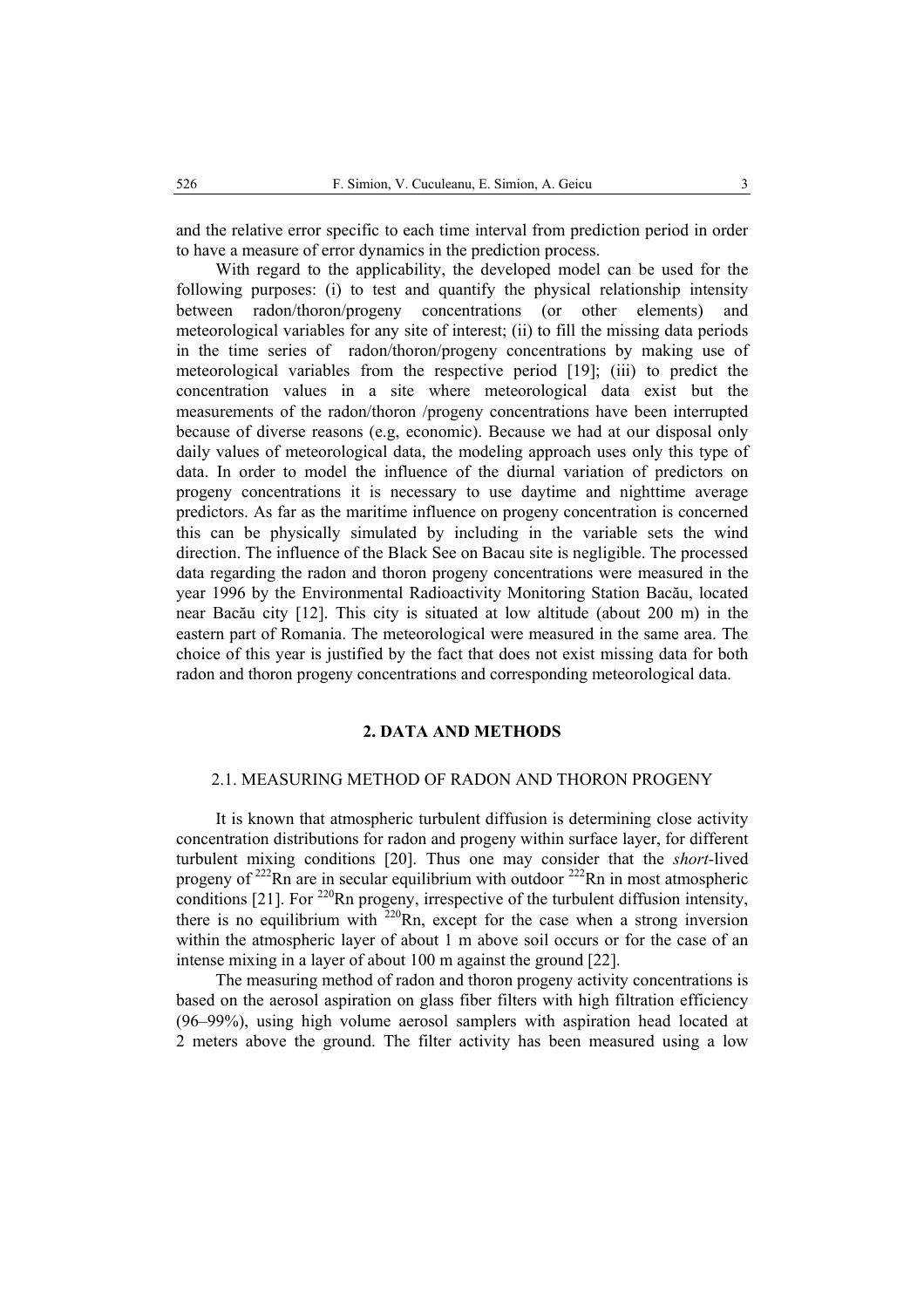and the relative error specific to each time interval from prediction period in order to have a measure of error dynamics in the prediction process.

With regard to the applicability, the developed model can be used for the following purposes: (i) to test and quantify the physical relationship intensity between radon/thoron/progeny concentrations (or other elements) and meteorological variables for any site of interest; (ii) to fill the missing data periods in the time series of radon/thoron/progeny concentrations by making use of meteorological variables from the respective period [19]; (iii) to predict the concentration values in a site where meteorological data exist but the measurements of the radon/thoron /progeny concentrations have been interrupted because of diverse reasons (e.g, economic). Because we had at our disposal only daily values of meteorological data, the modeling approach uses only this type of data. In order to model the influence of the diurnal variation of predictors on progeny concentrations it is necessary to use daytime and nighttime average predictors. As far as the maritime influence on progeny concentration is concerned this can be physically simulated by including in the variable sets the wind direction. The influence of the Black See on Bacau site is negligible. The processed data regarding the radon and thoron progeny concentrations were measured in the year 1996 by the Environmental Radioactivity Monitoring Station Bacău, located near Bacău city [12]. This city is situated at low altitude (about 200 m) in the eastern part of Romania. The meteorological were measured in the same area. The choice of this year is justified by the fact that does not exist missing data for both radon and thoron progeny concentrations and corresponding meteorological data.

## 2. DATA AND METHODS

### 2.1. MEASURING METHOD OF RADON AND THORON PROGENY

It is known that atmospheric turbulent diffusion is determining close activity concentration distributions for radon and progeny within surface layer, for different turbulent mixing conditions [20]. Thus one may consider that the *short*-lived progeny of $^{222}$Rn are in secular equilibrium with outdoor $^{222}$Rn in most atmospheric conditions [21]. For $^{220}$Rn progeny, irrespective of the turbulent diffusion intensity, there is no equilibrium with $^{220}$Rn, except for the case when a strong inversion within the atmospheric layer of about 1 m above soil occurs or for the case of an intense mixing in a layer of about 100 m against the ground [22].

The measuring method of radon and thoron progeny activity concentrations is based on the aerosol aspiration on glass fiber filters with high filtration efficiency (96–99%), using high volume aerosol samplers with aspiration head located at 2 meters above the ground. The filter activity has been measured using a low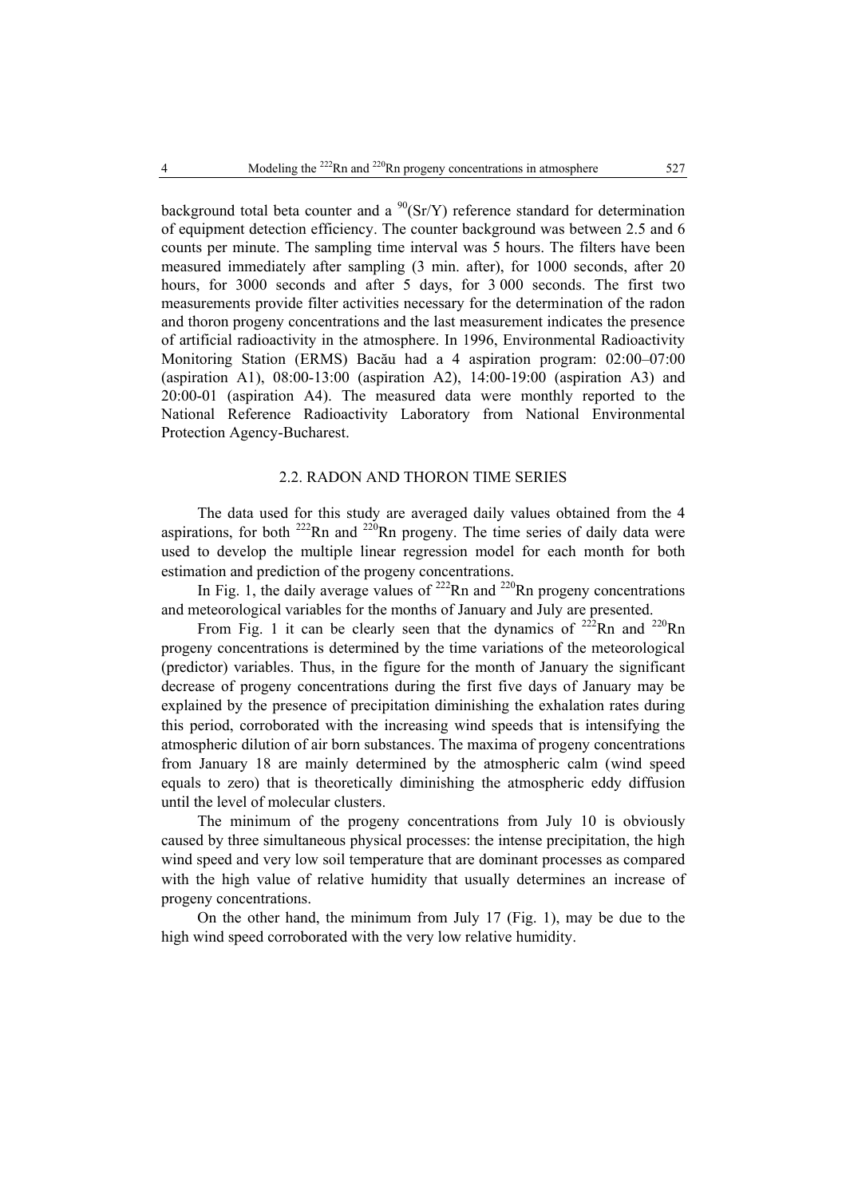background total beta counter and a $^{90}$(Sr/Y) reference standard for determination of equipment detection efficiency. The counter background was between 2.5 and 6 counts per minute. The sampling time interval was 5 hours. The filters have been measured immediately after sampling (3 min. after), for 1000 seconds, after 20 hours, for 3000 seconds and after 5 days, for 3 000 seconds. The first two measurements provide filter activities necessary for the determination of the radon and thoron progeny concentrations and the last measurement indicates the presence of artificial radioactivity in the atmosphere. In 1996, Environmental Radioactivity Monitoring Station (ERMS) Bacău had a 4 aspiration program: 02:00–07:00 (aspiration A1), 08:00-13:00 (aspiration A2), 14:00-19:00 (aspiration A3) and 20:00-01 (aspiration A4). The measured data were monthly reported to the National Reference Radioactivity Laboratory from National Environmental Protection Agency-Bucharest.

### 2.2. RADON AND THORON TIME SERIES

The data used for this study are averaged daily values obtained from the 4 aspirations, for both $^{222}$Rn and $^{220}$Rn progeny. The time series of daily data were used to develop the multiple linear regression model for each month for both estimation and prediction of the progeny concentrations.

In Fig. 1, the daily average values of $^{222}$Rn and $^{220}$Rn progeny concentrations and meteorological variables for the months of January and July are presented.

From Fig. 1 it can be clearly seen that the dynamics of $^{222}$Rn and $^{220}$Rn progeny concentrations is determined by the time variations of the meteorological (predictor) variables. Thus, in the figure for the month of January the significant decrease of progeny concentrations during the first five days of January may be explained by the presence of precipitation diminishing the exhalation rates during this period, corroborated with the increasing wind speeds that is intensifying the atmospheric dilution of air born substances. The maxima of progeny concentrations from January 18 are mainly determined by the atmospheric calm (wind speed equals to zero) that is theoretically diminishing the atmospheric eddy diffusion until the level of molecular clusters.

The minimum of the progeny concentrations from July 10 is obviously caused by three simultaneous physical processes: the intense precipitation, the high wind speed and very low soil temperature that are dominant processes as compared with the high value of relative humidity that usually determines an increase of progeny concentrations.

On the other hand, the minimum from July 17 (Fig. 1), may be due to the high wind speed corroborated with the very low relative humidity.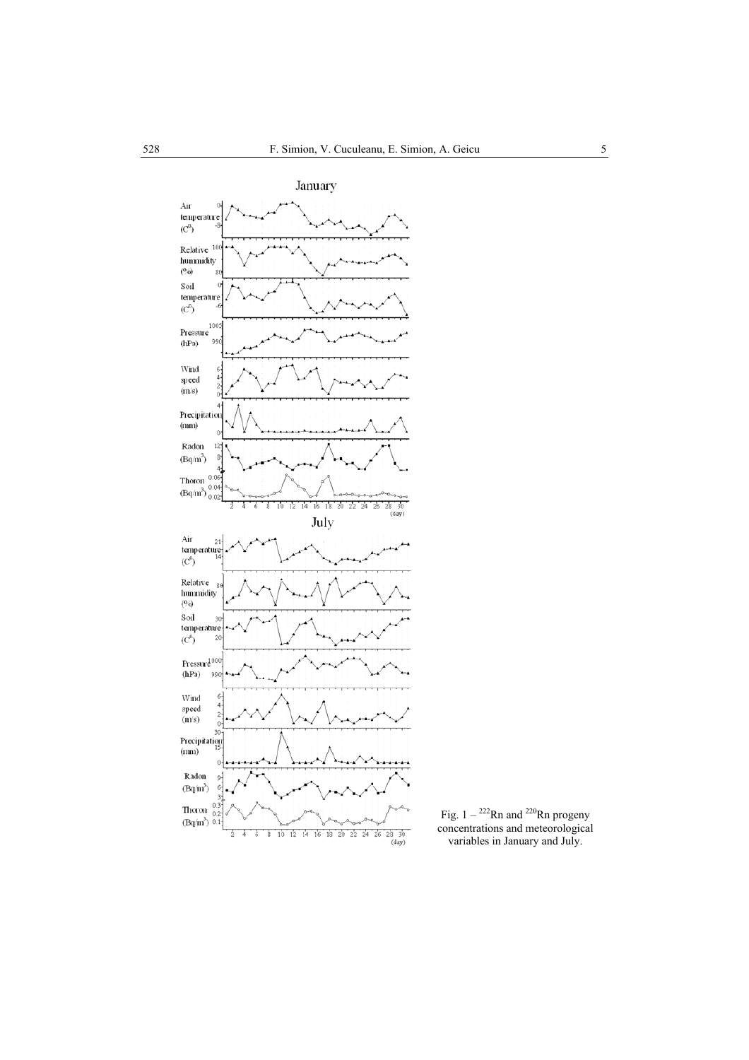Fig. 1 – $^{222}$Rn and $^{220}$Rn progeny concentrations and meteorological variables in January and July.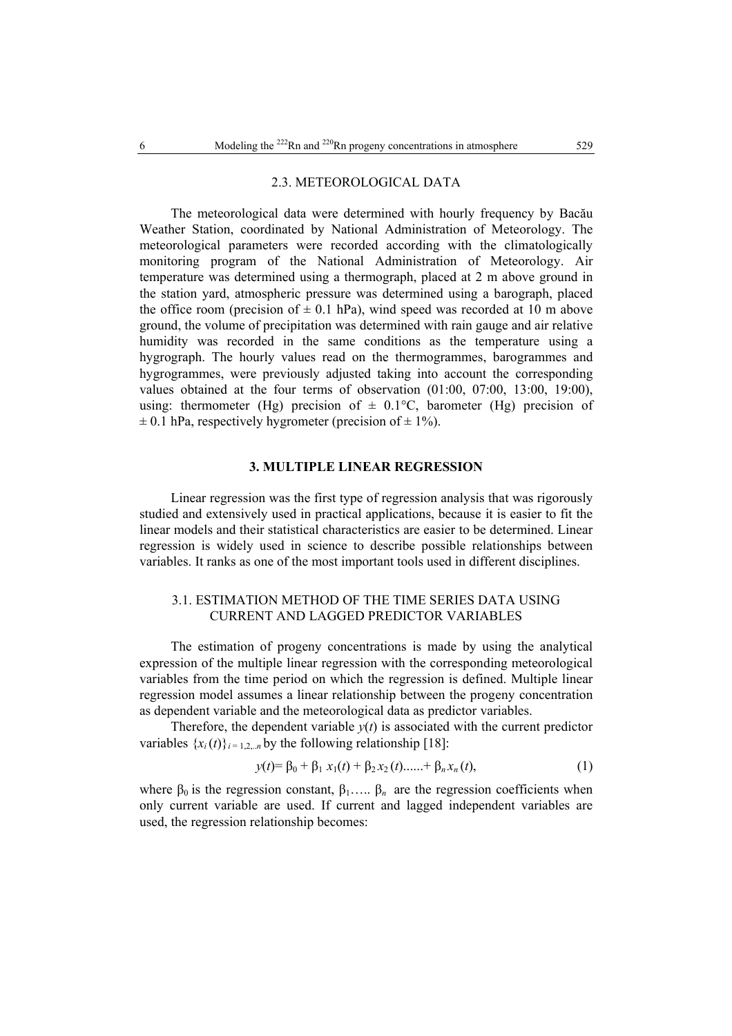### 2.3. METEOROLOGICAL DATA

The meteorological data were determined with hourly frequency by Bacău Weather Station, coordinated by National Administration of Meteorology. The meteorological parameters were recorded according with the climatologically monitoring program of the National Administration of Meteorology. Air temperature was determined using a thermograph, placed at 2 m above ground in the station yard, atmospheric pressure was determined using a barograph, placed the office room (precision of ± 0.1 hPa), wind speed was recorded at 10 m above ground, the volume of precipitation was determined with rain gauge and air relative humidity was recorded in the same conditions as the temperature using a hygrograph. The hourly values read on the thermogrammes, barogrammes and hygrogrammes, were previously adjusted taking into account the corresponding values obtained at the four terms of observation (01:00, 07:00, 13:00, 19:00), using: thermometer (Hg) precision of ± 0.1°C, barometer (Hg) precision of ± 0.1 hPa, respectively hygrometer (precision of ± 1%).

## 3. MULTIPLE LINEAR REGRESSION

Linear regression was the first type of regression analysis that was rigorously studied and extensively used in practical applications, because it is easier to fit the linear models and their statistical characteristics are easier to be determined. Linear regression is widely used in science to describe possible relationships between variables. It ranks as one of the most important tools used in different disciplines.

### 3.1. ESTIMATION METHOD OF THE TIME SERIES DATA USING CURRENT AND LAGGED PREDICTOR VARIABLES

The estimation of progeny concentrations is made by using the analytical expression of the multiple linear regression with the corresponding meteorological variables from the time period on which the regression is defined. Multiple linear regression model assumes a linear relationship between the progeny concentration as dependent variable and the meteorological data as predictor variables.

Therefore, the dependent variable $y(t)$ is associated with the current predictor variables $\{x_i(t)\}_{i=1,2,..n}$ by the following relationship [18]:

$$y(t) = \beta_0 + \beta_1 x_1(t) + \beta_2 x_2(t) ...... + \beta_n x_n(t), \tag{1}$$

where $\beta_0$ is the regression constant, $\beta_1 ..... \beta_n$ are the regression coefficients when only current variable are used. If current and lagged independent variables are used, the regression relationship becomes: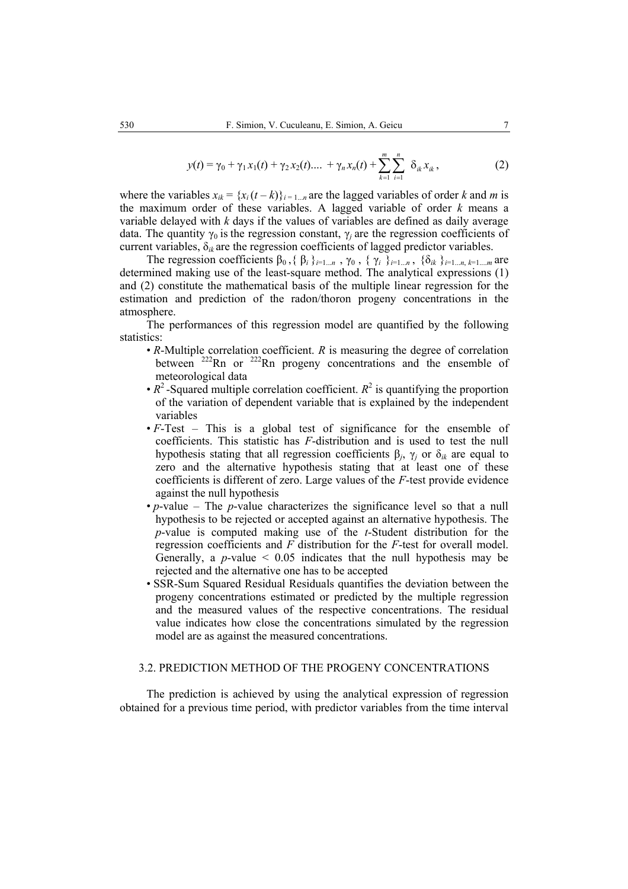$$y(t) = \gamma_0 + \gamma_1 x_1(t) + \gamma_2 x_2(t) .... + \gamma_n x_n(t) + \sum_{k=1}^{m} \sum_{i=1}^{n} \delta_{ik} x_{ik}, \tag{2}$$

where the variables $x_{ik} = \{x_i(t-k)\}_{i=1...n}$ are the lagged variables of order $k$ and $m$ is the maximum order of these variables. A lagged variable of order $k$ means a variable delayed with $k$ days if the values of variables are defined as daily average data. The quantity $\gamma_0$ is the regression constant, $\gamma_j$ are the regression coefficients of current variables, $\delta_{ik}$ are the regression coefficients of lagged predictor variables.

The regression coefficients $\beta_0$, $\{\beta_i\}_{i=1...n}$, $\gamma_0$, $\{\gamma_i\}_{i=1...n}$, $\{\delta_{ik}\}_{i=1...n,\, k=1....m}$ are determined making use of the least-square method. The analytical expressions (1) and (2) constitute the mathematical basis of the multiple linear regression for the estimation and prediction of the radon/thoron progeny concentrations in the atmosphere.

The performances of this regression model are quantified by the following statistics:

- *R*-Multiple correlation coefficient. *R* is measuring the degree of correlation between $^{222}Rn$ or $^{222}Rn$ progeny concentrations and the ensemble of meteorological data
- $R^2$-Squared multiple correlation coefficient. $R^2$ is quantifying the proportion of the variation of dependent variable that is explained by the independent variables
- *F*-Test – This is a global test of significance for the ensemble of coefficients. This statistic has *F*-distribution and is used to test the null hypothesis stating that all regression coefficients $\beta_j$, $\gamma_j$ or $\delta_{ik}$ are equal to zero and the alternative hypothesis stating that at least one of these coefficients is different of zero. Large values of the *F*-test provide evidence against the null hypothesis
- *p*-value – The *p*-value characterizes the significance level so that a null hypothesis to be rejected or accepted against an alternative hypothesis. The *p*-value is computed making use of the *t*-Student distribution for the regression coefficients and *F* distribution for the *F*-test for overall model. Generally, a $p$-value $< 0.05$ indicates that the null hypothesis may be rejected and the alternative one has to be accepted
- SSR-Sum Squared Residual Residuals quantifies the deviation between the progeny concentrations estimated or predicted by the multiple regression and the measured values of the respective concentrations. The residual value indicates how close the concentrations simulated by the regression model are as against the measured concentrations.

### 3.2. PREDICTION METHOD OF THE PROGENY CONCENTRATIONS

The prediction is achieved by using the analytical expression of regression obtained for a previous time period, with predictor variables from the time interval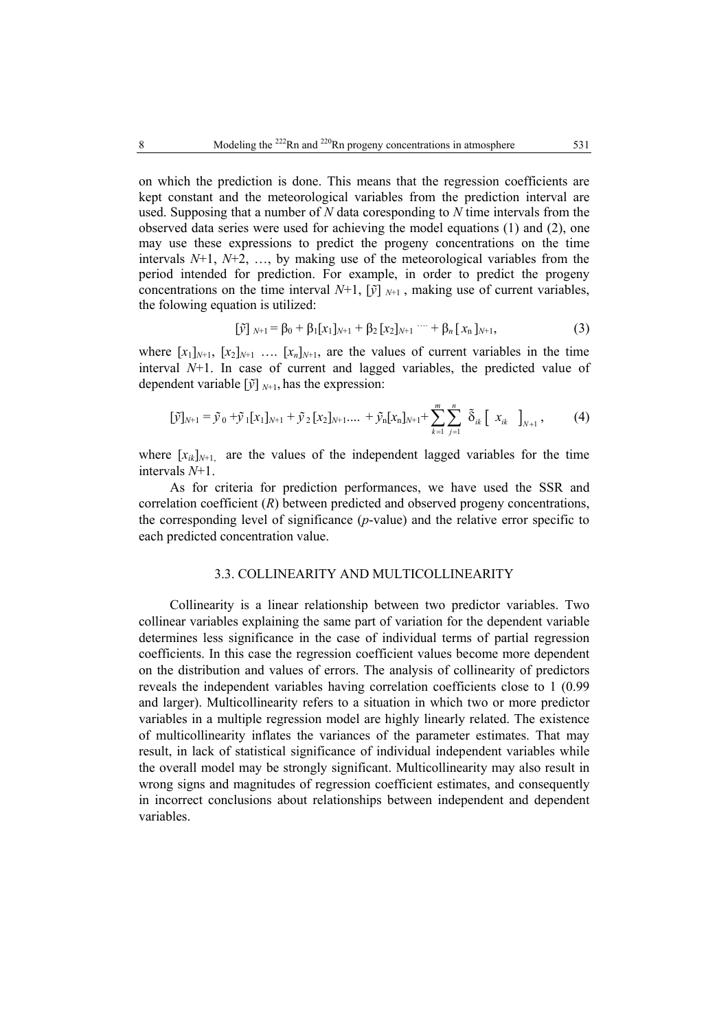on which the prediction is done. This means that the regression coefficients are kept constant and the meteorological variables from the prediction interval are used. Supposing that a number of $N$ data coresponding to $N$ time intervals from the observed data series were used for achieving the model equations (1) and (2), one may use these expressions to predict the progeny concentrations on the time intervals $N$+1, $N$+2, …, by making use of the meteorological variables from the period intended for prediction. For example, in order to predict the progeny concentrations on the time interval $N$+1, $[\tilde{y}]_{N+1}$, making use of current variables, the folowing equation is utilized:

$$[\tilde{y}]_{N+1} = \beta_0 + \beta_1[x_1]_{N+1} + \beta_2[x_2]_{N+1} \cdots + \beta_n[x_n]_{N+1}, \tag{3}$$

where $[x_1]_{N+1}$, $[x_2]_{N+1}$ …. $[x_n]_{N+1}$, are the values of current variables in the time interval $N$+1. In case of current and lagged variables, the predicted value of dependent variable $[\tilde{y}]_{N+1}$, has the expression:

$$[\tilde{y}]_{N+1} = \tilde{y}_0 + \tilde{y}_1[x_1]_{N+1} + \tilde{y}_2[x_2]_{N+1} \ldots + \tilde{y}_n[x_n]_{N+1} + \sum_{k=1}^{m}\sum_{j=1}^{n} \tilde{\delta}_{ik}\left[\, x_{ik} \,\right]_{N+1}, \tag{4}$$

where $[x_{ik}]_{N+1,}$ are the values of the independent lagged variables for the time intervals $N$+1.

As for criteria for prediction performances, we have used the SSR and correlation coefficient ($R$) between predicted and observed progeny concentrations, the corresponding level of significance ($p$-value) and the relative error specific to each predicted concentration value.

### 3.3. COLLINEARITY AND MULTICOLLINEARITY

Collinearity is a linear relationship between two predictor variables. Two collinear variables explaining the same part of variation for the dependent variable determines less significance in the case of individual terms of partial regression coefficients. In this case the regression coefficient values become more dependent on the distribution and values of errors. The analysis of collinearity of predictors reveals the independent variables having correlation coefficients close to 1 (0.99 and larger). Multicollinearity refers to a situation in which two or more predictor variables in a multiple regression model are highly linearly related. The existence of multicollinearity inflates the variances of the parameter estimates. That may result, in lack of statistical significance of individual independent variables while the overall model may be strongly significant. Multicollinearity may also result in wrong signs and magnitudes of regression coefficient estimates, and consequently in incorrect conclusions about relationships between independent and dependent variables.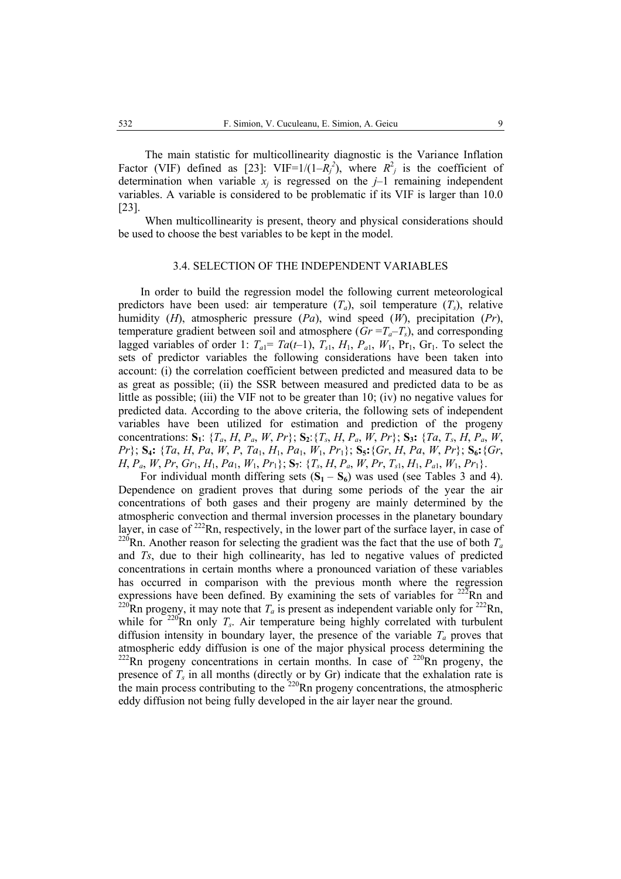The main statistic for multicollinearity diagnostic is the Variance Inflation Factor (VIF) defined as [23]: VIF=$1/(1–R_j^2)$, where $R^2_j$ is the coefficient of determination when variable $x_j$ is regressed on the $j$–1 remaining independent variables. A variable is considered to be problematic if its VIF is larger than 10.0 [23].

When multicollinearity is present, theory and physical considerations should be used to choose the best variables to be kept in the model.

### 3.4. SELECTION OF THE INDEPENDENT VARIABLES

In order to build the regression model the following current meteorological predictors have been used: air temperature ($T_a$), soil temperature ($T_s$), relative humidity ($H$), atmospheric pressure ($Pa$), wind speed ($W$), precipitation ($Pr$), temperature gradient between soil and atmosphere ($Gr = T_a – T_s$), and corresponding lagged variables of order 1: $T_{a1} = Ta(t–1)$, $T_{s1}$, $H_1$, $P_{a1}$, $W_1$, $\mathrm{Pr}_1$, $\mathrm{Gr}_1$. To select the sets of predictor variables the following considerations have been taken into account: (i) the correlation coefficient between predicted and measured data to be as great as possible; (ii) the SSR between measured and predicted data to be as little as possible; (iii) the VIF not to be greater than 10; (iv) no negative values for predicted data. According to the above criteria, the following sets of independent variables have been utilized for estimation and prediction of the progeny concentrations: **S$_1$**: {$T_a$, $H$, $P_a$, $W$, $Pr$}; **S$_2$**:{$T_s$, $H$, $P_a$, $W$, $Pr$}; **S$_3$:** {$Ta$, $T_s$, $H$, $P_a$, $W$, $Pr$}; **S$_4$:** {$Ta$, $H$, $Pa$, $W$, $P$, $Ta_1$, $H_1$, $Pa_1$, $W_1$, $Pr_1$}; **S$_5$:**{$Gr$, $H$, $Pa$, $W$, $Pr$}; **S$_6$:**{$Gr$, $H$, $P_a$, $W$, $Pr$, $Gr_1$, $H_1$, $Pa_1$, $W_1$, $Pr_1$}; **S$_7$**: {$T_s$, $H$, $P_a$, $W$, $Pr$, $T_{s1}$, $H_1$, $P_{a1}$, $W_1$, $Pr_1$}.

For individual month differing sets (**S$_1$** – **S$_6$**) was used (see Tables 3 and 4). Dependence on gradient proves that during some periods of the year the air concentrations of both gases and their progeny are mainly determined by the atmospheric convection and thermal inversion processes in the planetary boundary layer, in case of $^{222}$Rn, respectively, in the lower part of the surface layer, in case of $^{220}$Rn. Another reason for selecting the gradient was the fact that the use of both $T_a$ and $Ts$, due to their high collinearity, has led to negative values of predicted concentrations in certain months where a pronounced variation of these variables has occurred in comparison with the previous month where the regression expressions have been defined. By examining the sets of variables for $^{222}$Rn and $^{220}$Rn progeny, it may note that $T_a$ is present as independent variable only for $^{222}$Rn, while for $^{220}$Rn only $T_s$. Air temperature being highly correlated with turbulent diffusion intensity in boundary layer, the presence of the variable $T_a$ proves that atmospheric eddy diffusion is one of the major physical process determining the $^{222}$Rn progeny concentrations in certain months. In case of $^{220}$Rn progeny, the presence of $T_s$ in all months (directly or by Gr) indicate that the exhalation rate is the main process contributing to the $^{220}$Rn progeny concentrations, the atmospheric eddy diffusion not being fully developed in the air layer near the ground.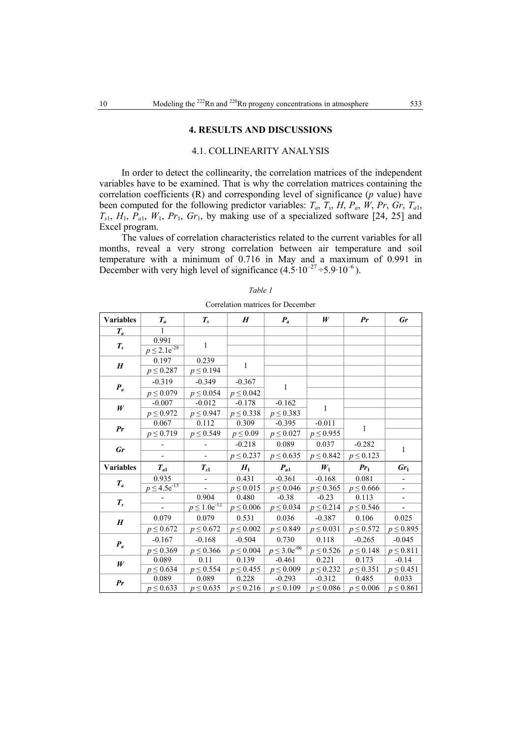## 4. RESULTS AND DISCUSSIONS

### 4.1. COLLINEARITY ANALYSIS

In order to detect the collinearity, the correlation matrices of the independent variables have to be examined. That is why the correlation matrices containing the correlation coefficients (R) and corresponding level of significance (*p* value) have been computed for the following predictor variables: $T_a$, $T_s$, $H$, $P_a$, $W$, $Pr$, $Gr$, $T_{a1}$, $T_{s1}$, $H_1$, $P_{a1}$, $W_1$, $Pr_1$, $Gr_1$, by making use of a specialized software [24, 25] and Excel program.

The values of correlation characteristics related to the current variables for all months, reveal a very strong correlation between air temperature and soil temperature with a minimum of 0.716 in May and a maximum of 0.991 in December with very high level of significance ($4.5 \cdot 10^{-27} \div 5.9 \cdot 10^{-6}$).

*Table 1*

Correlation matrices for December

| Variables | $T_a$ | $T_s$ | $H$ | $P_a$ | $W$ | $Pr$ | $Gr$ |
|---|---|---|---|---|---|---|---|
| $T_a$ | 1 | | | | | | |
| $T_s$ | 0.991 | 1 | | | | | |
| | $p \leq 2.1e^{-28}$ | | | | | | |
| $H$ | 0.197 | 0.239 | 1 | | | | |
| | $p \leq 0.287$ | $p \leq 0.194$ | | | | | |
| $P_a$ | -0.319 | -0.349 | -0.367 | 1 | | | |
| | $p \leq 0.079$ | $p \leq 0.054$ | $p \leq 0.042$ | | | | |
| $W$ | -0.007 | -0.012 | -0.178 | -0.162 | 1 | | |
| | $p \leq 0.972$ | $p \leq 0.947$ | $p \leq 0.338$ | $p \leq 0.383$ | | | |
| $Pr$ | 0.067 | 0.112 | 0.309 | -0.395 | -0.011 | 1 | |
| | $p \leq 0.719$ | $p \leq 0.549$ | $p \leq 0.09$ | $p \leq 0.027$ | $p \leq 0.955$ | | |
| $Gr$ | - | - | -0.218 | 0.089 | 0.037 | -0.282 | 1 |
| | - | - | $p \leq 0.237$ | $p \leq 0.635$ | $p \leq 0.842$ | $p \leq 0.123$ | |
| **Variables** | $T_{a1}$ | $T_{s1}$ | $H_1$ | $P_{a1}$ | $W_1$ | $Pr_1$ | $Gr_1$ |
| $T_a$ | 0.935 | - | 0.431 | -0.361 | -0.168 | 0.081 | - |
| | $p \leq 4.5e^{-15}$ | - | $p \leq 0.015$ | $p \leq 0.046$ | $p \leq 0.365$ | $p \leq 0.666$ | - |
| $T_s$ | - | 0.904 | 0.480 | -0.38 | -0.23 | 0.113 | - |
| | - | $p \leq 1.0e^{-12}$ | $p \leq 0.006$ | $p \leq 0.034$ | $p \leq 0.214$ | $p \leq 0.546$ | - |
| $H$ | 0.079 | 0.079 | 0.531 | 0.036 | -0.387 | 0.106 | 0.025 |
| | $p \leq 0.672$ | $p \leq 0.672$ | $p \leq 0.002$ | $p \leq 0.849$ | $p \leq 0.031$ | $p \leq 0.572$ | $p \leq 0.895$ |
| $P_a$ | -0.167 | -0.168 | -0.504 | 0.730 | 0.118 | -0.265 | -0.045 |
| | $p \leq 0.369$ | $p \leq 0.366$ | $p \leq 0.004$ | $p \leq 3.0e^{-06}$ | $p \leq 0.526$ | $p \leq 0.148$ | $p \leq 0.811$ |
| $W$ | 0.089 | 0.11 | 0.139 | -0.461 | 0.221 | 0.173 | -0.14 |
| | $p \leq 0.634$ | $p \leq 0.554$ | $p \leq 0.455$ | $p \leq 0.009$ | $p \leq 0.232$ | $p \leq 0.351$ | $p \leq 0.451$ |
| $Pr$ | 0.089 | 0.089 | 0.228 | -0.293 | -0.312 | 0.485 | 0.033 |
| | $p \leq 0.633$ | $p \leq 0.635$ | $p \leq 0.216$ | $p \leq 0.109$ | $p \leq 0.086$ | $p \leq 0.006$ | $p \leq 0.861$ |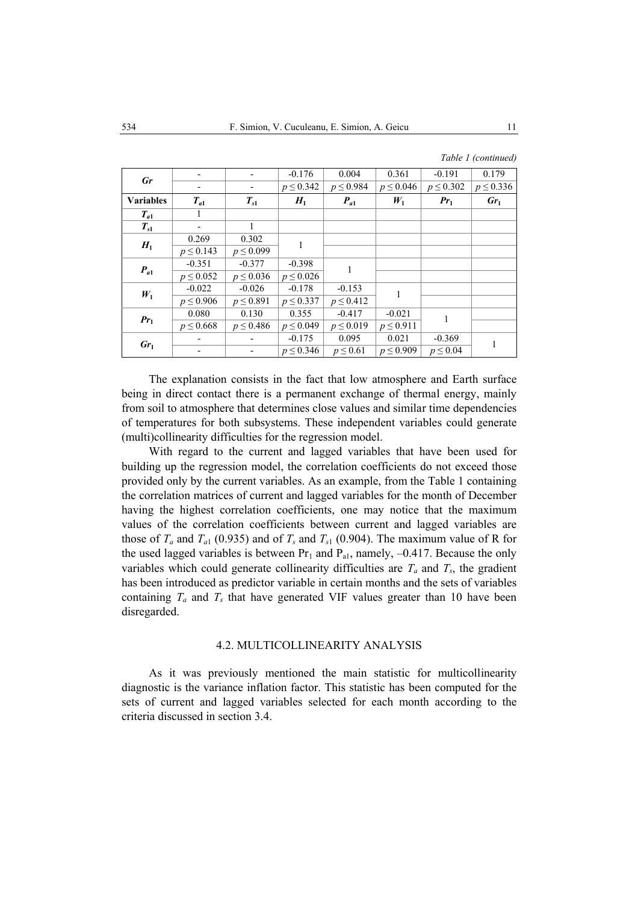*Table 1 (continued)*

| | | | | | | | |
|---|---|---|---|---|---|---|---|
| ***Gr*** | - | - | -0.176 | 0.004 | 0.361 | -0.191 | 0.179 |
| | - | - | $p \leq 0.342$ | $p \leq 0.984$ | $p \leq 0.046$ | $p \leq 0.302$ | $p \leq 0.336$ |
| **Variables** | $T_{a1}$ | $T_{s1}$ | $H_1$ | $P_{a1}$ | $W_1$ | $Pr_1$ | $Gr_1$ |
| $T_{a1}$ | 1 | | | | | | |
| $T_{s1}$ | - | 1 | | | | | |
| $H_1$ | 0.269 | 0.302 | 1 | | | | |
| | $p \leq 0.143$ | $p \leq 0.099$ | | | | | |
| $P_{a1}$ | -0.351 | -0.377 | -0.398 | 1 | | | |
| | $p \leq 0.052$ | $p \leq 0.036$ | $p \leq 0.026$ | | | | |
| $W_1$ | -0.022 | -0.026 | -0.178 | -0.153 | 1 | | |
| | $p \leq 0.906$ | $p \leq 0.891$ | $p \leq 0.337$ | $p \leq 0.412$ | | | |
| $Pr_1$ | 0.080 | 0.130 | 0.355 | -0.417 | -0.021 | 1 | |
| | $p \leq 0.668$ | $p \leq 0.486$ | $p \leq 0.049$ | $p \leq 0.019$ | $p \leq 0.911$ | | |
| $Gr_1$ | - | - | -0.175 | 0.095 | 0.021 | -0.369 | 1 |
| | - | - | $p \leq 0.346$ | $p \leq 0.61$ | $p \leq 0.909$ | $p \leq 0.04$ | |

The explanation consists in the fact that low atmosphere and Earth surface being in direct contact there is a permanent exchange of thermal energy, mainly from soil to atmosphere that determines close values and similar time dependencies of temperatures for both subsystems. These independent variables could generate (multi)collinearity difficulties for the regression model.

With regard to the current and lagged variables that have been used for building up the regression model, the correlation coefficients do not exceed those provided only by the current variables. As an example, from the Table 1 containing the correlation matrices of current and lagged variables for the month of December having the highest correlation coefficients, one may notice that the maximum values of the correlation coefficients between current and lagged variables are those of $T_a$ and $T_{a1}$ (0.935) and of $T_s$ and $T_{s1}$ (0.904). The maximum value of R for the used lagged variables is between $Pr_1$ and $P_{a1}$, namely, –0.417. Because the only variables which could generate collinearity difficulties are $T_a$ and $T_s$, the gradient has been introduced as predictor variable in certain months and the sets of variables containing $T_a$ and $T_s$ that have generated VIF values greater than 10 have been disregarded.

### 4.2. MULTICOLLINEARITY ANALYSIS

As it was previously mentioned the main statistic for multicollinearity diagnostic is the variance inflation factor. This statistic has been computed for the sets of current and lagged variables selected for each month according to the criteria discussed in section 3.4.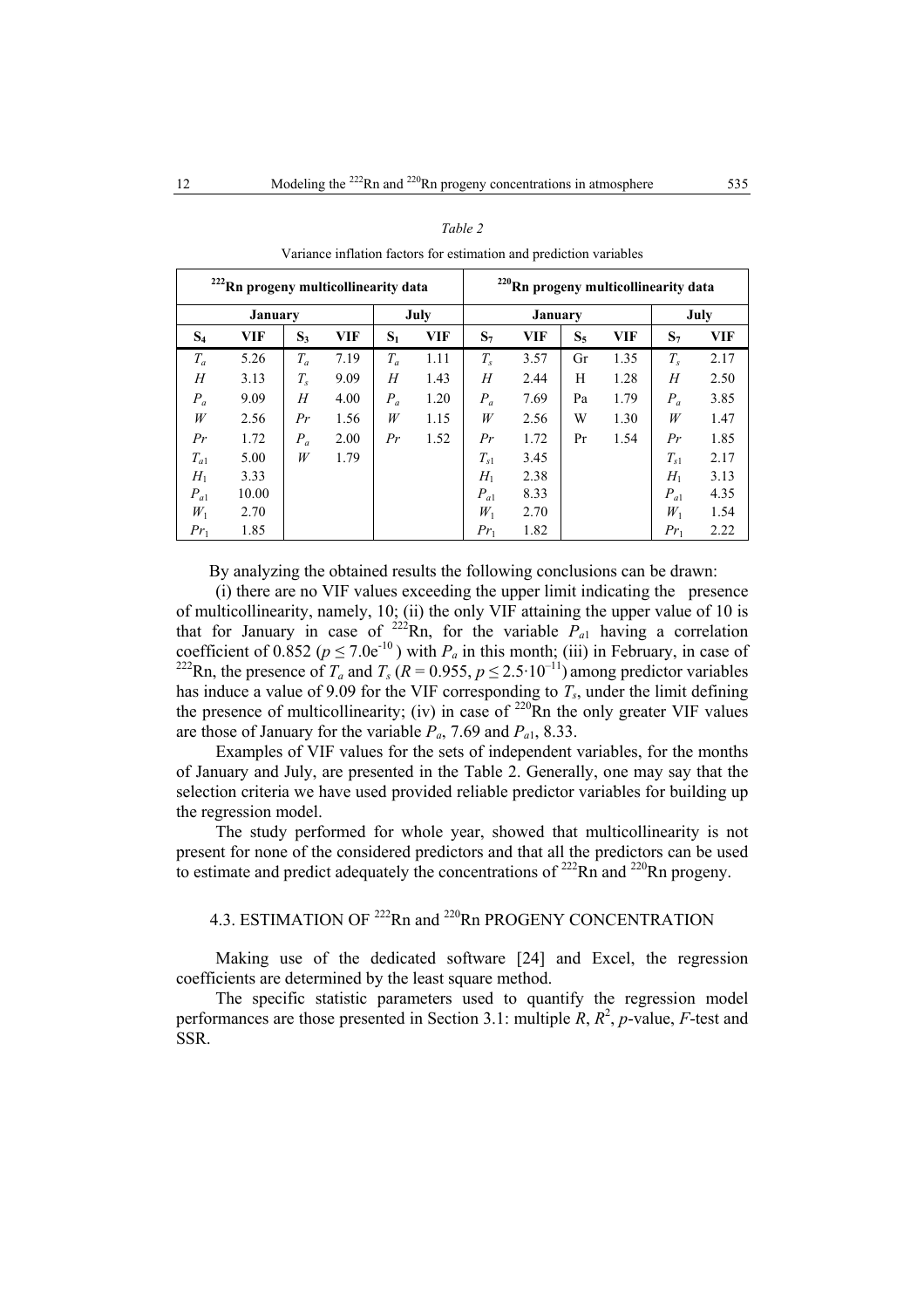*Table 2*

Variance inflation factors for estimation and prediction variables

| $^{222}$Rn progeny multicollinearity data | | | | | | $^{220}$Rn progeny multicollinearity data | | | | | |
|---|---|---|---|---|---|---|---|---|---|---|---|
| January | | | | July | | January | | | | July | |
| $S_4$ | VIF | $S_3$ | VIF | $S_1$ | VIF | $S_7$ | VIF | $S_5$ | VIF | $S_7$ | VIF |
| $T_a$ | 5.26 | $T_a$ | 7.19 | $T_a$ | 1.11 | $T_s$ | 3.57 | Gr | 1.35 | $T_s$ | 2.17 |
| $H$ | 3.13 | $T_s$ | 9.09 | $H$ | 1.43 | $H$ | 2.44 | H | 1.28 | $H$ | 2.50 |
| $P_a$ | 9.09 | $H$ | 4.00 | $P_a$ | 1.20 | $P_a$ | 7.69 | Pa | 1.79 | $P_a$ | 3.85 |
| $W$ | 2.56 | $Pr$ | 1.56 | $W$ | 1.15 | $W$ | 2.56 | W | 1.30 | $W$ | 1.47 |
| $Pr$ | 1.72 | $P_a$ | 2.00 | $Pr$ | 1.52 | $Pr$ | 1.72 | Pr | 1.54 | $Pr$ | 1.85 |
| $T_{a1}$ | 5.00 | $W$ | 1.79 | | | $T_{s1}$ | 3.45 | | | $T_{s1}$ | 2.17 |
| $H_1$ | 3.33 | | | | | $H_1$ | 2.38 | | | $H_1$ | 3.13 |
| $P_{a1}$ | 10.00 | | | | | $P_{a1}$ | 8.33 | | | $P_{a1}$ | 4.35 |
| $W_1$ | 2.70 | | | | | $W_1$ | 2.70 | | | $W_1$ | 1.54 |
| $Pr_1$ | 1.85 | | | | | $Pr_1$ | 1.82 | | | $Pr_1$ | 2.22 |

By analyzing the obtained results the following conclusions can be drawn:

(i) there are no VIF values exceeding the upper limit indicating the presence of multicollinearity, namely, 10; (ii) the only VIF attaining the upper value of 10 is that for January in case of $^{222}$Rn, for the variable $P_{a1}$ having a correlation coefficient of 0.852 ($p \leq 7.0e^{-10}$) with $P_a$ in this month; (iii) in February, in case of $^{222}$Rn, the presence of $T_a$ and $T_s$ ($R = 0.955$, $p \leq 2.5 \cdot 10^{-11}$) among predictor variables has induce a value of 9.09 for the VIF corresponding to $T_s$, under the limit defining the presence of multicollinearity; (iv) in case of $^{220}$Rn the only greater VIF values are those of January for the variable $P_a$, 7.69 and $P_{a1}$, 8.33.

Examples of VIF values for the sets of independent variables, for the months of January and July, are presented in the Table 2. Generally, one may say that the selection criteria we have used provided reliable predictor variables for building up the regression model.

The study performed for whole year, showed that multicollinearity is not present for none of the considered predictors and that all the predictors can be used to estimate and predict adequately the concentrations of $^{222}$Rn and $^{220}$Rn progeny.

### 4.3. ESTIMATION OF $^{222}$Rn and $^{220}$Rn PROGENY CONCENTRATION

Making use of the dedicated software [24] and Excel, the regression coefficients are determined by the least square method.

The specific statistic parameters used to quantify the regression model performances are those presented in Section 3.1: multiple $R$, $R^2$, $p$-value, $F$-test and SSR.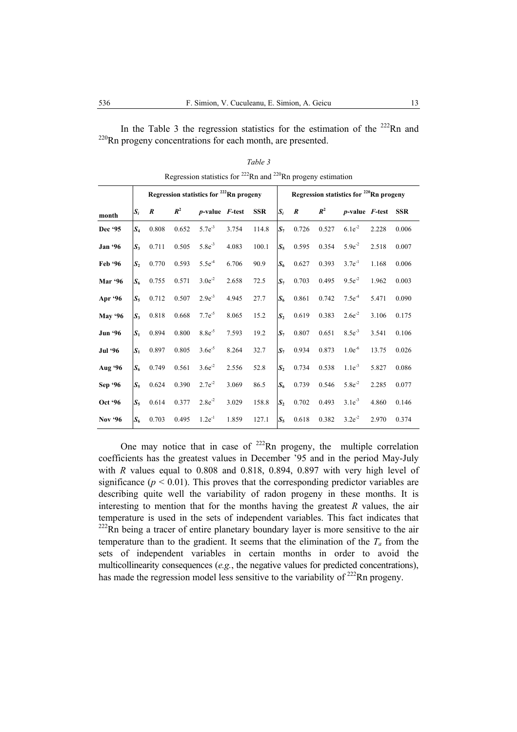In the Table 3 the regression statistics for the estimation of the $^{222}Rn$ and $^{220}Rn$ progeny concentrations for each month, are presented.

*Table 3*

Regression statistics for $^{222}Rn$ and $^{220}Rn$ progeny estimation

| | Regression statistics for $^{222}Rn$ progeny | | | | | | Regression statistics for $^{220}Rn$ progeny | | | | | |
|---|---|---|---|---|---|---|---|---|---|---|---|---|
| **month** | $S_i$ | $R$ | $R^2$ | *p*-value | *F*-test | SSR | $S_i$ | $R$ | $R^2$ | *p*-value | *F*-test | SSR |
| **Dec '95** | $S_4$ | 0.808 | 0.652 | $5.7e^{-3}$ | 3.754 | 114.8 | $S_7$ | 0.726 | 0.527 | $6.1e^{-2}$ | 2.228 | 0.006 |
| **Jan '96** | $S_3$ | 0.711 | 0.505 | $5.8e^{-3}$ | 4.083 | 100.1 | $S_5$ | 0.595 | 0.354 | $5.9e^{-2}$ | 2.518 | 0.007 |
| **Feb '96** | $S_2$ | 0.770 | 0.593 | $5.5e^{-4}$ | 6.706 | 90.9 | $S_6$ | 0.627 | 0.393 | $3.7e^{-1}$ | 1.168 | 0.006 |
| **Mar '96** | $S_6$ | 0.755 | 0.571 | $3.0e^{-2}$ | 2.658 | 72.5 | $S_7$ | 0.703 | 0.495 | $9.5e^{-2}$ | 1.962 | 0.003 |
| **Apr '96** | $S_5$ | 0.712 | 0.507 | $2.9e^{-3}$ | 4.945 | 27.7 | $S_6$ | 0.861 | 0.742 | $7.5e^{-4}$ | 5.471 | 0.090 |
| **May '96** | $S_3$ | 0.818 | 0.668 | $7.7e^{-5}$ | 8.065 | 15.2 | $S_2$ | 0.619 | 0.383 | $2.6e^{-2}$ | 3.106 | 0.175 |
| **Jun '96** | $S_1$ | 0.894 | 0.800 | $8.8e^{-5}$ | 7.593 | 19.2 | $S_7$ | 0.807 | 0.651 | $8.5e^{-3}$ | 3.541 | 0.106 |
| **Jul '96** | $S_1$ | 0.897 | 0.805 | $3.6e^{-5}$ | 8.264 | 32.7 | $S_7$ | 0.934 | 0.873 | $1.0e^{-6}$ | 13.75 | 0.026 |
| **Aug '96** | $S_6$ | 0.749 | 0.561 | $3.6e^{-2}$ | 2.556 | 52.8 | $S_2$ | 0.734 | 0.538 | $1.1e^{-3}$ | 5.827 | 0.086 |
| **Sep '96** | $S_5$ | 0.624 | 0.390 | $2.7e^{-2}$ | 3.069 | 86.5 | $S_6$ | 0.739 | 0.546 | $5.8e^{-2}$ | 2.285 | 0.077 |
| **Oct '96** | $S_5$ | 0.614 | 0.377 | $2.8e^{-2}$ | 3.029 | 158.8 | $S_2$ | 0.702 | 0.493 | $3.1e^{-3}$ | 4.860 | 0.146 |
| **Nov '96** | $S_6$ | 0.703 | 0.495 | $1.2e^{-1}$ | 1.859 | 127.1 | $S_5$ | 0.618 | 0.382 | $3.2e^{-2}$ | 2.970 | 0.374 |

One may notice that in case of $^{222}Rn$ progeny, the multiple correlation coefficients has the greatest values in December '95 and in the period May-July with $R$ values equal to 0.808 and 0.818, 0.894, 0.897 with very high level of significance ($p < 0.01$). This proves that the corresponding predictor variables are describing quite well the variability of radon progeny in these months. It is interesting to mention that for the months having the greatest $R$ values, the air temperature is used in the sets of independent variables. This fact indicates that $^{222}Rn$ being a tracer of entire planetary boundary layer is more sensitive to the air temperature than to the gradient. It seems that the elimination of the $T_a$ from the sets of independent variables in certain months in order to avoid the multicollinearity consequences (*e.g.*, the negative values for predicted concentrations), has made the regression model less sensitive to the variability of $^{222}Rn$ progeny.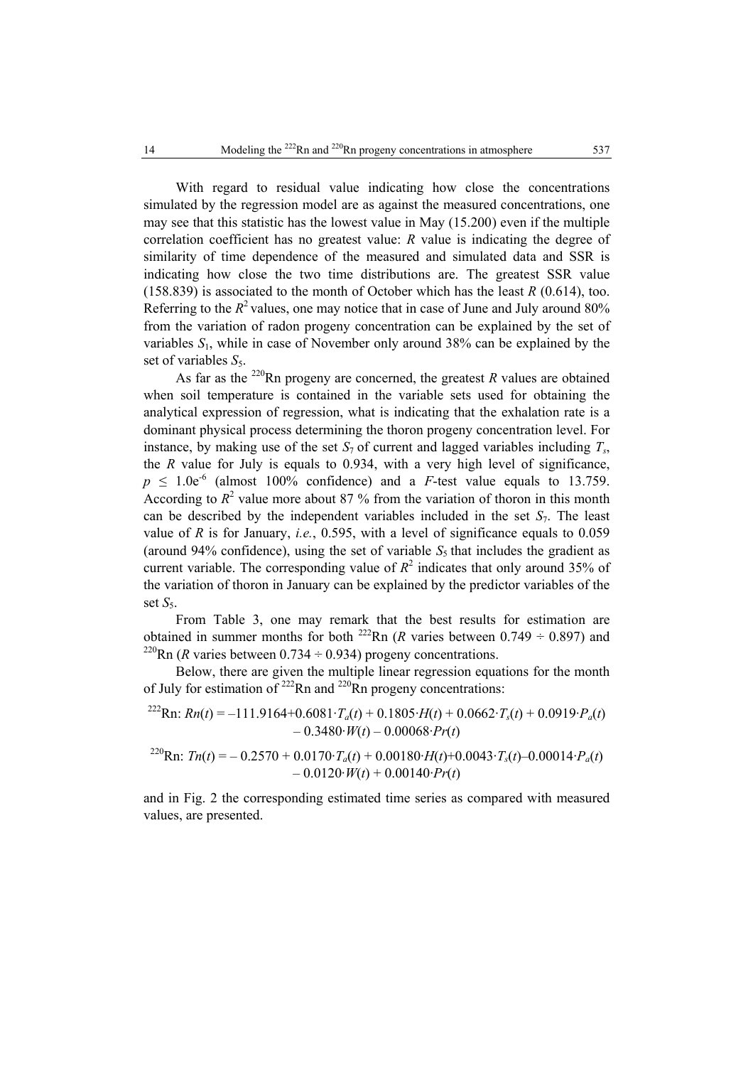With regard to residual value indicating how close the concentrations simulated by the regression model are as against the measured concentrations, one may see that this statistic has the lowest value in May (15.200) even if the multiple correlation coefficient has no greatest value: $R$ value is indicating the degree of similarity of time dependence of the measured and simulated data and SSR is indicating how close the two time distributions are. The greatest SSR value (158.839) is associated to the month of October which has the least $R$ (0.614), too. Referring to the $R^2$ values, one may notice that in case of June and July around 80% from the variation of radon progeny concentration can be explained by the set of variables $S_1$, while in case of November only around 38% can be explained by the set of variables $S_5$.

As far as the $^{220}$Rn progeny are concerned, the greatest $R$ values are obtained when soil temperature is contained in the variable sets used for obtaining the analytical expression of regression, what is indicating that the exhalation rate is a dominant physical process determining the thoron progeny concentration level. For instance, by making use of the set $S_7$ of current and lagged variables including $T_s$, the $R$ value for July is equals to 0.934, with a very high level of significance, $p \leq 1.0e^{-6}$ (almost 100% confidence) and a $F$-test value equals to 13.759. According to $R^2$ value more about 87 % from the variation of thoron in this month can be described by the independent variables included in the set $S_7$. The least value of $R$ is for January, *i.e.*, 0.595, with a level of significance equals to 0.059 (around 94% confidence), using the set of variable $S_5$ that includes the gradient as current variable. The corresponding value of $R^2$ indicates that only around 35% of the variation of thoron in January can be explained by the predictor variables of the set $S_5$.

From Table 3, one may remark that the best results for estimation are obtained in summer months for both $^{222}$Rn ($R$ varies between 0.749 ÷ 0.897) and $^{220}$Rn ($R$ varies between 0.734 ÷ 0.934) progeny concentrations.

Below, there are given the multiple linear regression equations for the month of July for estimation of $^{222}$Rn and $^{220}$Rn progeny concentrations:

$$^{222}\text{Rn: } Rn(t) = -111.9164 + 0.6081 \cdot T_a(t) + 0.1805 \cdot H(t) + 0.0662 \cdot T_s(t) + 0.0919 \cdot P_a(t) - 0.3480 \cdot W(t) - 0.00068 \cdot Pr(t)$$

$$^{220}\text{Rn: } Tn(t) = -0.2570 + 0.0170 \cdot T_a(t) + 0.00180 \cdot H(t) + 0.0043 \cdot T_s(t) - 0.00014 \cdot P_a(t) - 0.0120 \cdot W(t) + 0.00140 \cdot Pr(t)$$

and in Fig. 2 the corresponding estimated time series as compared with measured values, are presented.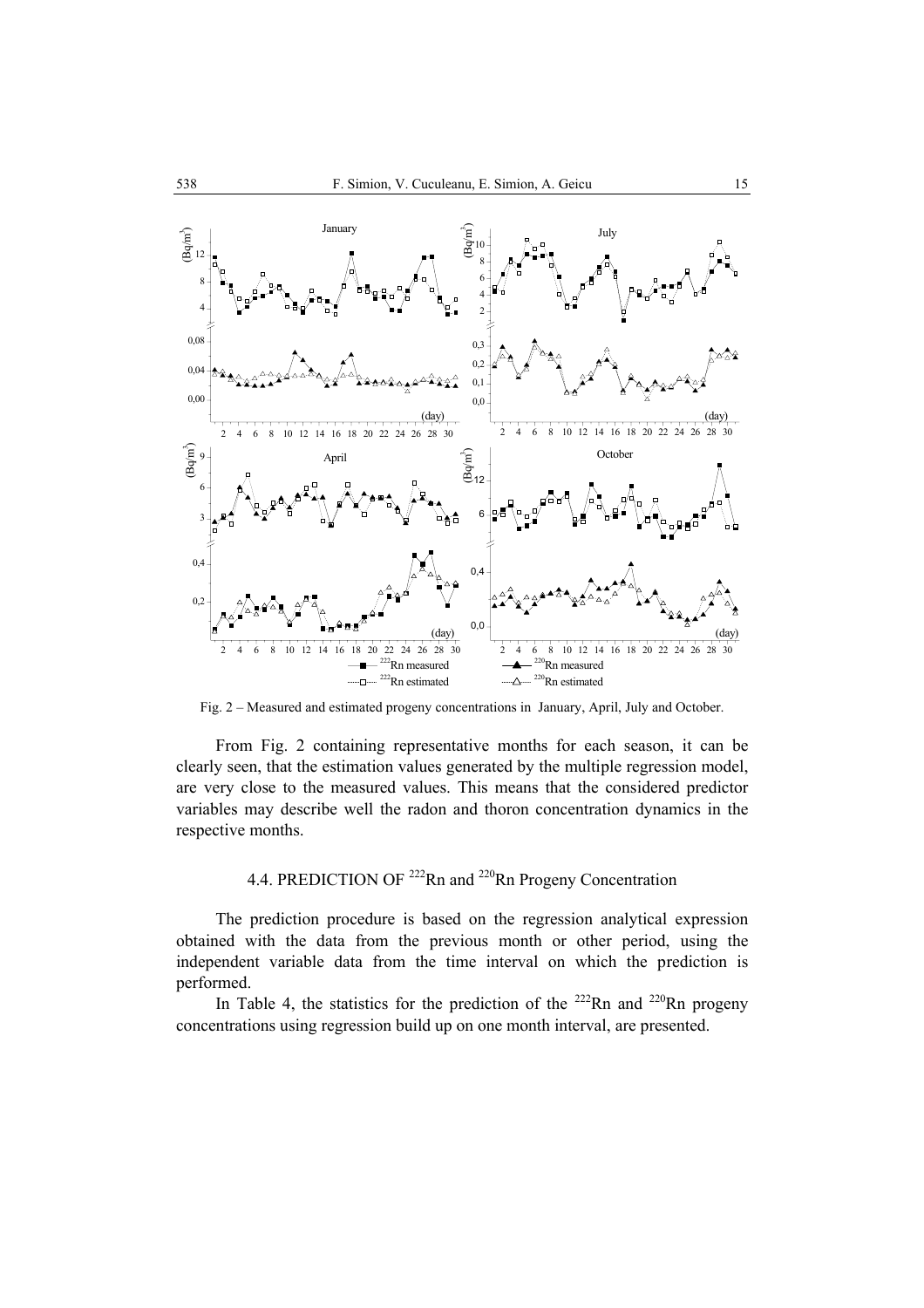Fig. 2 – Measured and estimated progeny concentrations in January, April, July and October.

From Fig. 2 containing representative months for each season, it can be clearly seen, that the estimation values generated by the multiple regression model, are very close to the measured values. This means that the considered predictor variables may describe well the radon and thoron concentration dynamics in the respective months.

## 4.4. PREDICTION OF $^{222}$Rn and $^{220}$Rn Progeny Concentration

The prediction procedure is based on the regression analytical expression obtained with the data from the previous month or other period, using the independent variable data from the time interval on which the prediction is performed.

In Table 4, the statistics for the prediction of the $^{222}$Rn and $^{220}$Rn progeny concentrations using regression build up on one month interval, are presented.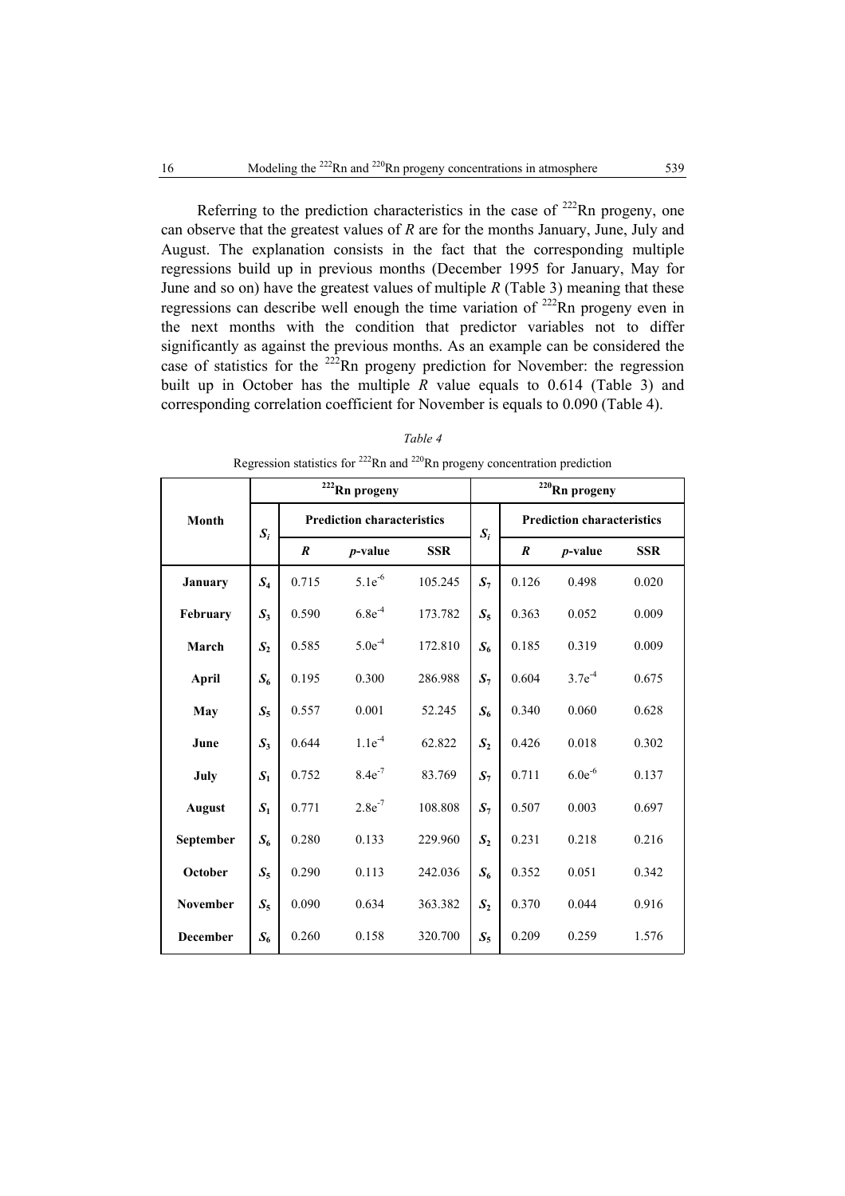Referring to the prediction characteristics in the case of $^{222}$Rn progeny, one can observe that the greatest values of *R* are for the months January, June, July and August. The explanation consists in the fact that the corresponding multiple regressions build up in previous months (December 1995 for January, May for June and so on) have the greatest values of multiple *R* (Table 3) meaning that these regressions can describe well enough the time variation of $^{222}$Rn progeny even in the next months with the condition that predictor variables not to differ significantly as against the previous months. As an example can be considered the case of statistics for the $^{222}$Rn progeny prediction for November: the regression built up in October has the multiple *R* value equals to 0.614 (Table 3) and corresponding correlation coefficient for November is equals to 0.090 (Table 4).

*Table 4*

Regression statistics for $^{222}$Rn and $^{220}$Rn progeny concentration prediction

| Month | $^{222}$Rn progeny | | | | $^{220}$Rn progeny | | | |
|---|---|---|---|---|---|---|---|---|
| | $S_i$ | Prediction characteristics | | | $S_i$ | Prediction characteristics | | |
| | | $R$ | *p*-value | SSR | | $R$ | *p*-value | SSR |
| **January** | $S_4$ | 0.715 | $5.1e^{-6}$ | 105.245 | $S_7$ | 0.126 | 0.498 | 0.020 |
| **February** | $S_3$ | 0.590 | $6.8e^{-4}$ | 173.782 | $S_5$ | 0.363 | 0.052 | 0.009 |
| **March** | $S_2$ | 0.585 | $5.0e^{-4}$ | 172.810 | $S_6$ | 0.185 | 0.319 | 0.009 |
| **April** | $S_6$ | 0.195 | 0.300 | 286.988 | $S_7$ | 0.604 | $3.7e^{-4}$ | 0.675 |
| **May** | $S_5$ | 0.557 | 0.001 | 52.245 | $S_6$ | 0.340 | 0.060 | 0.628 |
| **June** | $S_3$ | 0.644 | $1.1e^{-4}$ | 62.822 | $S_2$ | 0.426 | 0.018 | 0.302 |
| **July** | $S_1$ | 0.752 | $8.4e^{-7}$ | 83.769 | $S_7$ | 0.711 | $6.0e^{-6}$ | 0.137 |
| **August** | $S_1$ | 0.771 | $2.8e^{-7}$ | 108.808 | $S_7$ | 0.507 | 0.003 | 0.697 |
| **September** | $S_6$ | 0.280 | 0.133 | 229.960 | $S_2$ | 0.231 | 0.218 | 0.216 |
| **October** | $S_5$ | 0.290 | 0.113 | 242.036 | $S_6$ | 0.352 | 0.051 | 0.342 |
| **November** | $S_5$ | 0.090 | 0.634 | 363.382 | $S_2$ | 0.370 | 0.044 | 0.916 |
| **December** | $S_6$ | 0.260 | 0.158 | 320.700 | $S_5$ | 0.209 | 0.259 | 1.576 |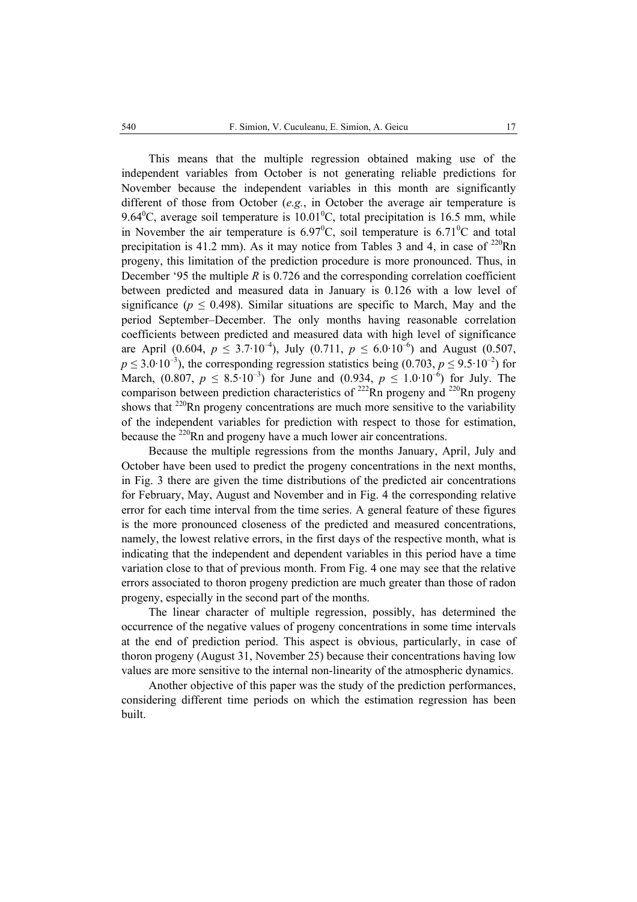This means that the multiple regression obtained making use of the independent variables from October is not generating reliable predictions for November because the independent variables in this month are significantly different of those from October (*e.g.*, in October the average air temperature is $9.64^0$C, average soil temperature is $10.01^0$C, total precipitation is 16.5 mm, while in November the air temperature is $6.97^0$C, soil temperature is $6.71^0$C and total precipitation is 41.2 mm). As it may notice from Tables 3 and 4, in case of $^{220}$Rn progeny, this limitation of the prediction procedure is more pronounced. Thus, in December '95 the multiple $R$ is 0.726 and the corresponding correlation coefficient between predicted and measured data in January is 0.126 with a low level of significance ($p \leq 0.498$). Similar situations are specific to March, May and the period September–December. The only months having reasonable correlation coefficients between predicted and measured data with high level of significance are April (0.604, $p \leq 3.7 \cdot 10^{-4}$), July (0.711, $p \leq 6.0 \cdot 10^{-6}$) and August (0.507, $p \leq 3.0 \cdot 10^{-3}$), the corresponding regression statistics being (0.703, $p \leq 9.5 \cdot 10^{-2}$) for March, (0.807, $p \leq 8.5 \cdot 10^{-3}$) for June and (0.934, $p \leq 1.0 \cdot 10^{-6}$) for July. The comparison between prediction characteristics of $^{222}$Rn progeny and $^{220}$Rn progeny shows that $^{220}$Rn progeny concentrations are much more sensitive to the variability of the independent variables for prediction with respect to those for estimation, because the $^{220}$Rn and progeny have a much lower air concentrations.

Because the multiple regressions from the months January, April, July and October have been used to predict the progeny concentrations in the next months, in Fig. 3 there are given the time distributions of the predicted air concentrations for February, May, August and November and in Fig. 4 the corresponding relative error for each time interval from the time series. A general feature of these figures is the more pronounced closeness of the predicted and measured concentrations, namely, the lowest relative errors, in the first days of the respective month, what is indicating that the independent and dependent variables in this period have a time variation close to that of previous month. From Fig. 4 one may see that the relative errors associated to thoron progeny prediction are much greater than those of radon progeny, especially in the second part of the months.

The linear character of multiple regression, possibly, has determined the occurrence of the negative values of progeny concentrations in some time intervals at the end of prediction period. This aspect is obvious, particularly, in case of thoron progeny (August 31, November 25) because their concentrations having low values are more sensitive to the internal non-linearity of the atmospheric dynamics.

Another objective of this paper was the study of the prediction performances, considering different time periods on which the estimation regression has been built.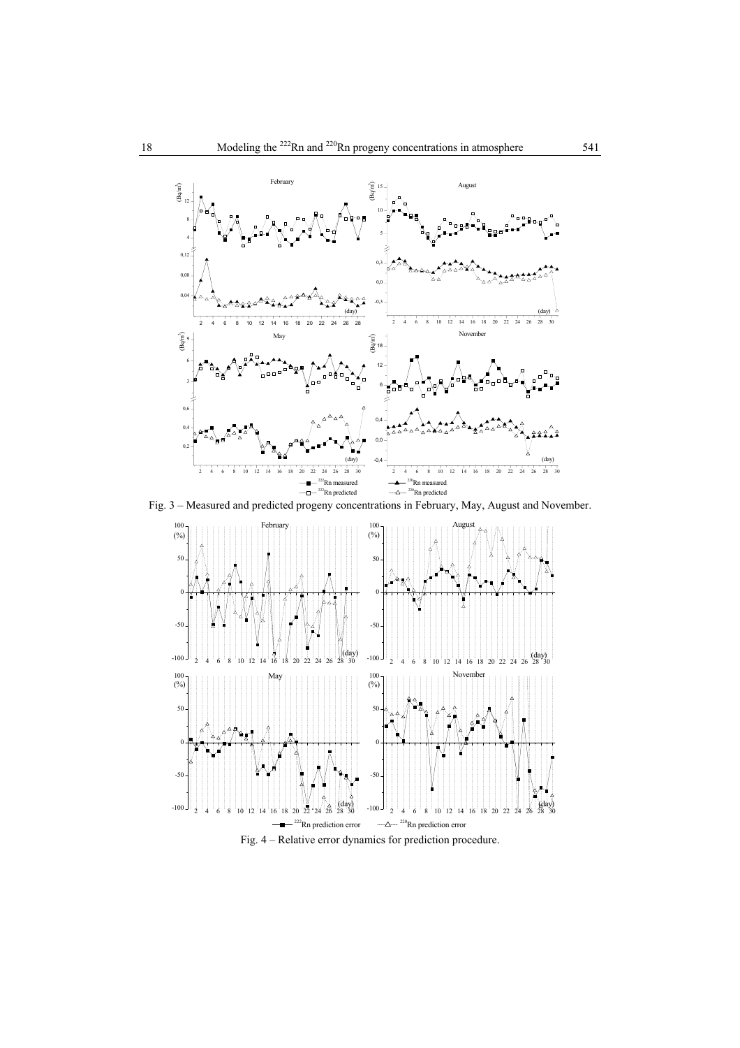Fig. 3 – Measured and predicted progeny concentrations in February, May, August and November.

Fig. 4 – Relative error dynamics for prediction procedure.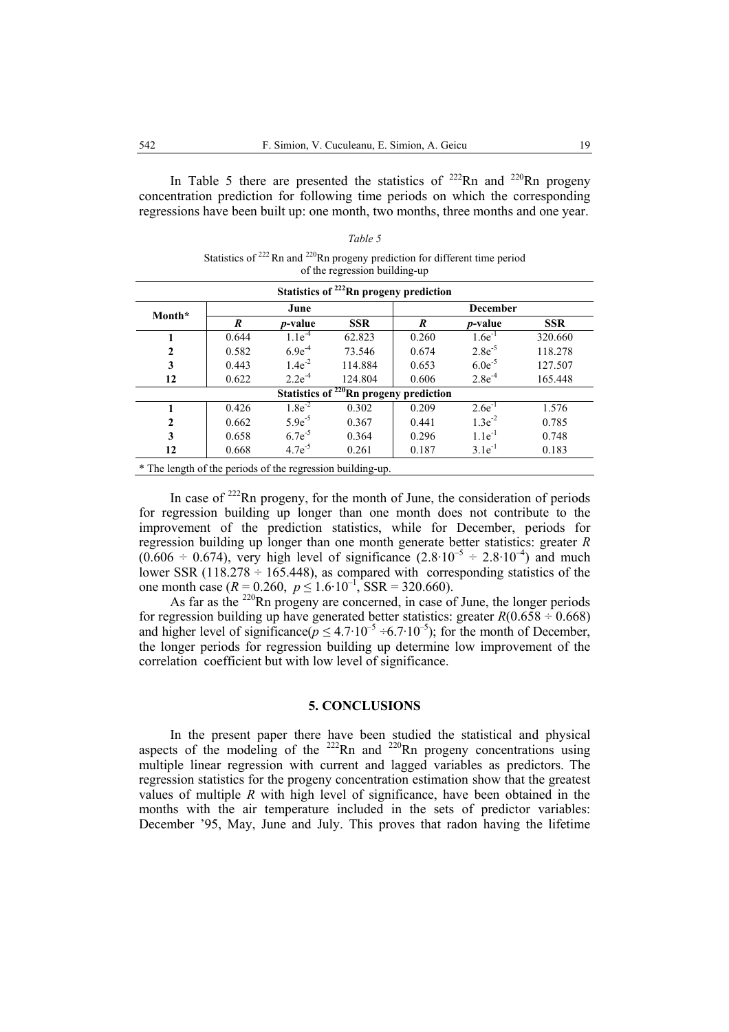In Table 5 there are presented the statistics of $^{222}$Rn and $^{220}$Rn progeny concentration prediction for following time periods on which the corresponding regressions have been built up: one month, two months, three months and one year.

*Table 5*

Statistics of $^{222}$Rn and $^{220}$Rn progeny prediction for different time period of the regression building-up

| Month* | June | | | December | | |
|---|---|---|---|---|---|---|
| | ***R*** | ***p*-value** | **SSR** | ***R*** | ***p*-value** | **SSR** |
| **Statistics of $^{222}$Rn progeny prediction** | | | | | | |
| **1** | 0.644 | $1.1e^{-4}$ | 62.823 | 0.260 | $1.6e^{-1}$ | 320.660 |
| **2** | 0.582 | $6.9e^{-4}$ | 73.546 | 0.674 | $2.8e^{-5}$ | 118.278 |
| **3** | 0.443 | $1.4e^{-2}$ | 114.884 | 0.653 | $6.0e^{-5}$ | 127.507 |
| **12** | 0.622 | $2.2e^{-4}$ | 124.804 | 0.606 | $2.8e^{-4}$ | 165.448 |
| **Statistics of $^{220}$Rn progeny prediction** | | | | | | |
| **1** | 0.426 | $1.8e^{-2}$ | 0.302 | 0.209 | $2.6e^{-1}$ | 1.576 |
| **2** | 0.662 | $5.9e^{-5}$ | 0.367 | 0.441 | $1.3e^{-2}$ | 0.785 |
| **3** | 0.658 | $6.7e^{-5}$ | 0.364 | 0.296 | $1.1e^{-1}$ | 0.748 |
| **12** | 0.668 | $4.7e^{-5}$ | 0.261 | 0.187 | $3.1e^{-1}$ | 0.183 |

\* The length of the periods of the regression building-up.

In case of $^{222}$Rn progeny, for the month of June, the consideration of periods for regression building up longer than one month does not contribute to the improvement of the prediction statistics, while for December, periods for regression building up longer than one month generate better statistics: greater *R* ($0.606 \div 0.674$), very high level of significance ($2.8 \cdot 10^{-5} \div 2.8 \cdot 10^{-4}$) and much lower SSR ($118.278 \div 165.448$), as compared with corresponding statistics of the one month case ($R = 0.260$, $p \leq 1.6 \cdot 10^{-1}$, SSR = 320.660).

As far as the $^{220}$Rn progeny are concerned, in case of June, the longer periods for regression building up have generated better statistics: greater $R(0.658 \div 0.668)$ and higher level of significance($p \leq 4.7 \cdot 10^{-5} \div 6.7 \cdot 10^{-5}$); for the month of December, the longer periods for regression building up determine low improvement of the correlation coefficient but with low level of significance.

## 5. CONCLUSIONS

In the present paper there have been studied the statistical and physical aspects of the modeling of the $^{222}$Rn and $^{220}$Rn progeny concentrations using multiple linear regression with current and lagged variables as predictors. The regression statistics for the progeny concentration estimation show that the greatest values of multiple *R* with high level of significance, have been obtained in the months with the air temperature included in the sets of predictor variables: December '95, May, June and July. This proves that radon having the lifetime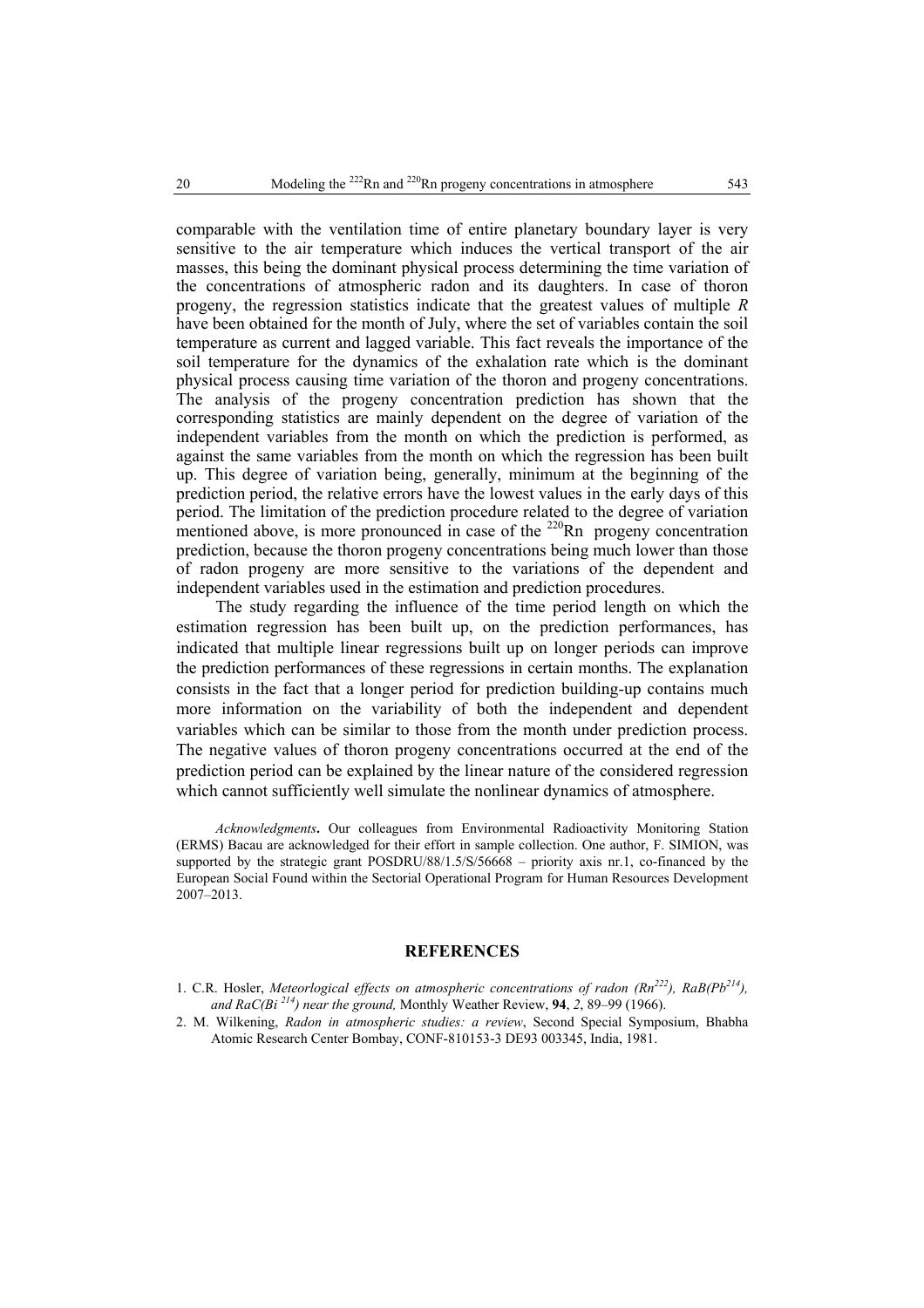comparable with the ventilation time of entire planetary boundary layer is very sensitive to the air temperature which induces the vertical transport of the air masses, this being the dominant physical process determining the time variation of the concentrations of atmospheric radon and its daughters. In case of thoron progeny, the regression statistics indicate that the greatest values of multiple *R* have been obtained for the month of July, where the set of variables contain the soil temperature as current and lagged variable. This fact reveals the importance of the soil temperature for the dynamics of the exhalation rate which is the dominant physical process causing time variation of the thoron and progeny concentrations. The analysis of the progeny concentration prediction has shown that the corresponding statistics are mainly dependent on the degree of variation of the independent variables from the month on which the prediction is performed, as against the same variables from the month on which the regression has been built up. This degree of variation being, generally, minimum at the beginning of the prediction period, the relative errors have the lowest values in the early days of this period. The limitation of the prediction procedure related to the degree of variation mentioned above, is more pronounced in case of the $^{220}$Rn progeny concentration prediction, because the thoron progeny concentrations being much lower than those of radon progeny are more sensitive to the variations of the dependent and independent variables used in the estimation and prediction procedures.

The study regarding the influence of the time period length on which the estimation regression has been built up, on the prediction performances, has indicated that multiple linear regressions built up on longer periods can improve the prediction performances of these regressions in certain months. The explanation consists in the fact that a longer period for prediction building-up contains much more information on the variability of both the independent and dependent variables which can be similar to those from the month under prediction process. The negative values of thoron progeny concentrations occurred at the end of the prediction period can be explained by the linear nature of the considered regression which cannot sufficiently well simulate the nonlinear dynamics of atmosphere.

*Acknowledgments***.** Our colleagues from Environmental Radioactivity Monitoring Station (ERMS) Bacau are acknowledged for their effort in sample collection. One author, F. SIMION, was supported by the strategic grant POSDRU/88/1.5/S/56668 – priority axis nr.1, co-financed by the European Social Found within the Sectorial Operational Program for Human Resources Development 2007–2013.

## REFERENCES

1. C.R. Hosler, *Meteorlogical effects on atmospheric concentrations of radon (Rn$^{222}$), RaB(Pb$^{214}$), and RaC(Bi$^{214}$) near the ground,* Monthly Weather Review, **94**, *2*, 89–99 (1966).
2. M. Wilkening, *Radon in atmospheric studies: a review*, Second Special Symposium, Bhabha Atomic Research Center Bombay, CONF-810153-3 DE93 003345, India, 1981.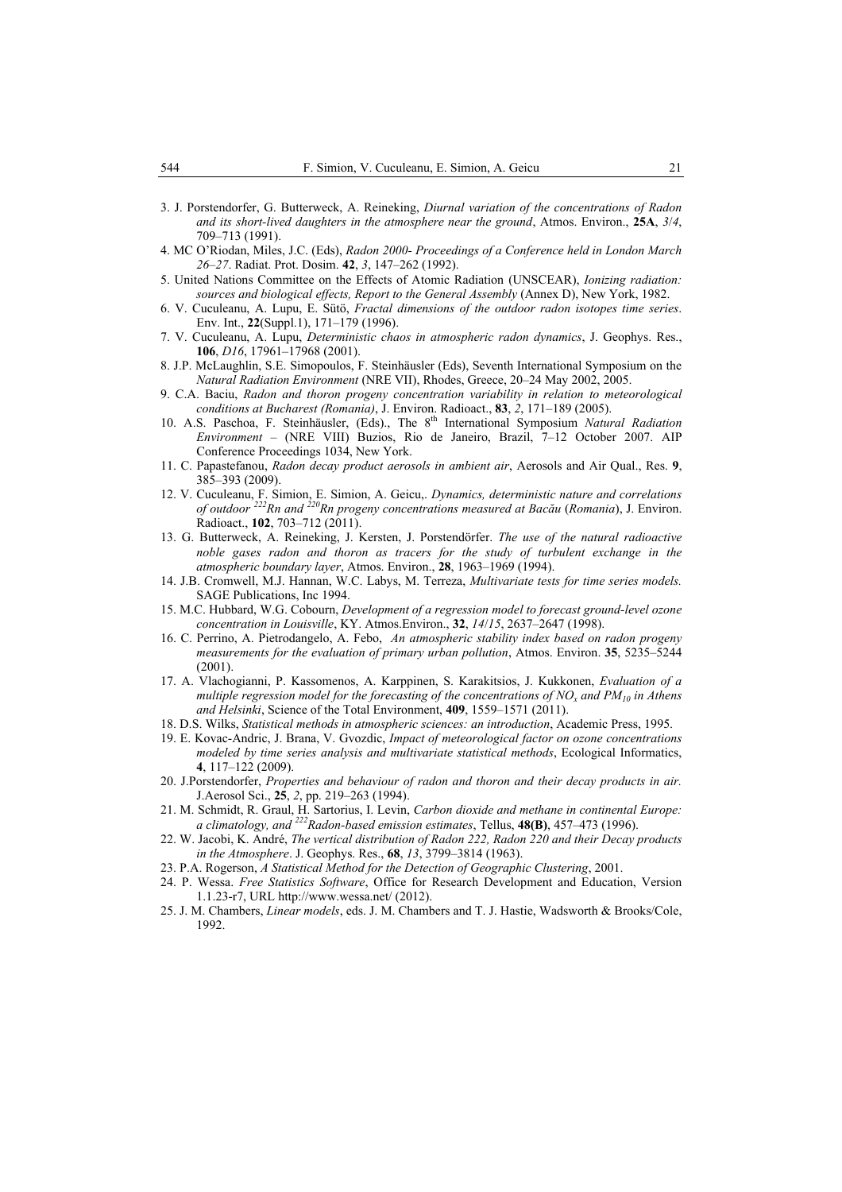3. J. Porstendorfer, G. Butterweck, A. Reineking, *Diurnal variation of the concentrations of Radon and its short-lived daughters in the atmosphere near the ground*, Atmos. Environ., **25A**, *3/4*, 709–713 (1991).
4. MC O'Riodan, Miles, J.C. (Eds), *Radon 2000- Proceedings of a Conference held in London March 26–27*. Radiat. Prot. Dosim. **42**, *3*, 147–262 (1992).
5. United Nations Committee on the Effects of Atomic Radiation (UNSCEAR), *Ionizing radiation: sources and biological effects, Report to the General Assembly* (Annex D), New York, 1982.
6. V. Cuculeanu, A. Lupu, E. Sütö, *Fractal dimensions of the outdoor radon isotopes time series*. Env. Int., **22**(Suppl.1), 171–179 (1996).
7. V. Cuculeanu, A. Lupu, *Deterministic chaos in atmospheric radon dynamics*, J. Geophys. Res., **106**, *D16*, 17961–17968 (2001).
8. J.P. McLaughlin, S.E. Simopoulos, F. Steinhäusler (Eds), Seventh International Symposium on the *Natural Radiation Environment* (NRE VII), Rhodes, Greece, 20–24 May 2002, 2005.
9. C.A. Baciu, *Radon and thoron progeny concentration variability in relation to meteorological conditions at Bucharest (Romania)*, J. Environ. Radioact., **83**, *2*, 171–189 (2005).
10. A.S. Paschoa, F. Steinhäusler, (Eds)., The 8th International Symposium *Natural Radiation Environment* – (NRE VIII) Buzios, Rio de Janeiro, Brazil, 7–12 October 2007. AIP Conference Proceedings 1034, New York.
11. C. Papastefanou, *Radon decay product aerosols in ambient air*, Aerosols and Air Qual., Res. **9**, 385–393 (2009).
12. V. Cuculeanu, F. Simion, E. Simion, A. Geicu,. *Dynamics, deterministic nature and correlations of outdoor $^{222}Rn$ and $^{220}Rn$ progeny concentrations measured at Bacău* (*Romania*), J. Environ. Radioact., **102**, 703–712 (2011).
13. G. Butterweck, A. Reineking, J. Kersten, J. Porstendörfer. *The use of the natural radioactive noble gases radon and thoron as tracers for the study of turbulent exchange in the atmospheric boundary layer*, Atmos. Environ., **28**, 1963–1969 (1994).
14. J.B. Cromwell, M.J. Hannan, W.C. Labys, M. Terreza, *Multivariate tests for time series models.* SAGE Publications, Inc 1994.
15. M.C. Hubbard, W.G. Cobourn, *Development of a regression model to forecast ground-level ozone concentration in Louisville*, KY. Atmos.Environ., **32**, *14/15*, 2637–2647 (1998).
16. C. Perrino, A. Pietrodangelo, A. Febo, *An atmospheric stability index based on radon progeny measurements for the evaluation of primary urban pollution*, Atmos. Environ. **35**, 5235–5244 (2001).
17. A. Vlachogianni, P. Kassomenos, A. Karppinen, S. Karakitsios, J. Kukkonen, *Evaluation of a multiple regression model for the forecasting of the concentrations of $NO_x$ and $PM_{10}$ in Athens and Helsinki*, Science of the Total Environment, **409**, 1559–1571 (2011).
18. D.S. Wilks, *Statistical methods in atmospheric sciences: an introduction*, Academic Press, 1995.
19. E. Kovac-Andric, J. Brana, V. Gvozdic, *Impact of meteorological factor on ozone concentrations modeled by time series analysis and multivariate statistical methods*, Ecological Informatics, **4**, 117–122 (2009).
20. J.Porstendorfer, *Properties and behaviour of radon and thoron and their decay products in air.* J.Aerosol Sci., **25**, *2*, pp. 219–263 (1994).
21. M. Schmidt, R. Graul, H. Sartorius, I. Levin, *Carbon dioxide and methane in continental Europe: a climatology, and $^{222}$Radon-based emission estimates*, Tellus, **48(B)**, 457–473 (1996).
22. W. Jacobi, K. André, *The vertical distribution of Radon 222, Radon 220 and their Decay products in the Atmosphere*. J. Geophys. Res., **68**, *13*, 3799–3814 (1963).
23. P.A. Rogerson, *A Statistical Method for the Detection of Geographic Clustering*, 2001.
24. P. Wessa. *Free Statistics Software*, Office for Research Development and Education, Version 1.1.23-r7, URL http://www.wessa.net/ (2012).
25. J. M. Chambers, *Linear models*, eds. J. M. Chambers and T. J. Hastie, Wadsworth & Brooks/Cole, 1992.